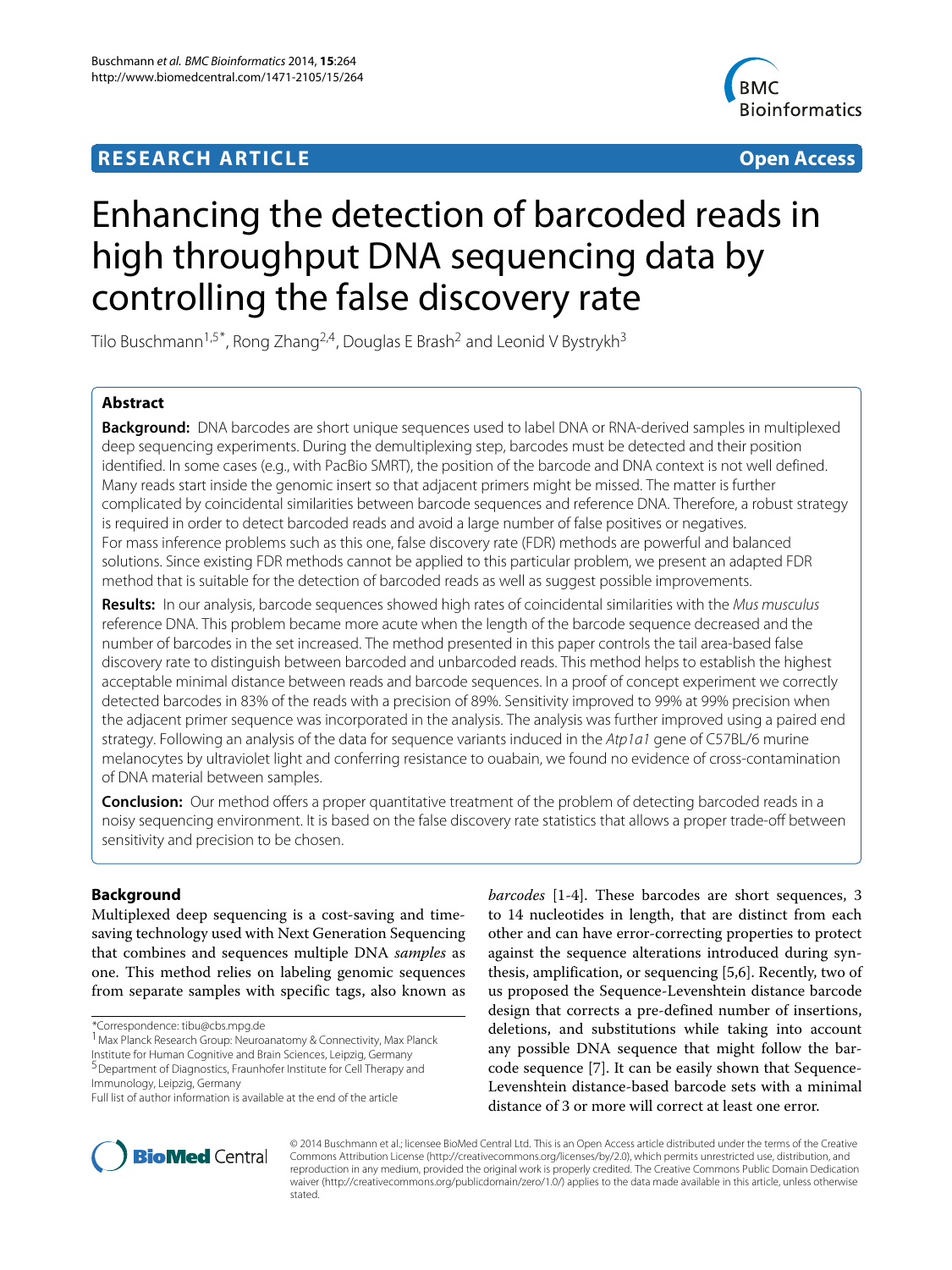RESEARCH ARTICLE

Open Access

# Enhancing the detection of barcoded reads in high throughput DNA sequencing data by controlling the false discovery rate

Tilo Buschmann[1,5*], Rong Zhang[2,4], Douglas E Brash[2] and Leonid V Bystrykh[3]

## Abstract

**Background:** DNA barcodes are short unique sequences used to label DNA or RNA-derived samples in multiplexed deep sequencing experiments. During the demultiplexing step, barcodes must be detected and their position identified. In some cases (e.g., with PacBio SMRT), the position of the barcode and DNA context is not well defined. Many reads start inside the genomic insert so that adjacent primers might be missed. The matter is further complicated by coincidental similarities between barcode sequences and reference DNA. Therefore, a robust strategy is required in order to detect barcoded reads and avoid a large number of false positives or negatives. For mass inference problems such as this one, false discovery rate (FDR) methods are powerful and balanced solutions. Since existing FDR methods cannot be applied to this particular problem, we present an adapted FDR method that is suitable for the detection of barcoded reads as well as suggest possible improvements.

**Results:** In our analysis, barcode sequences showed high rates of coincidental similarities with the *Mus musculus* reference DNA. This problem became more acute when the length of the barcode sequence decreased and the number of barcodes in the set increased. The method presented in this paper controls the tail area-based false discovery rate to distinguish between barcoded and unbarcoded reads. This method helps to establish the highest acceptable minimal distance between reads and barcode sequences. In a proof of concept experiment we correctly detected barcodes in 83% of the reads with a precision of 89%. Sensitivity improved to 99% at 99% precision when the adjacent primer sequence was incorporated in the analysis. The analysis was further improved using a paired end strategy. Following an analysis of the data for sequence variants induced in the *Atp1a1* gene of C57BL/6 murine melanocytes by ultraviolet light and conferring resistance to ouabain, we found no evidence of cross-contamination of DNA material between samples.

**Conclusion:** Our method offers a proper quantitative treatment of the problem of detecting barcoded reads in a noisy sequencing environment. It is based on the false discovery rate statistics that allows a proper trade-off between sensitivity and precision to be chosen.

## Background

Multiplexed deep sequencing is a cost-saving and time-saving technology used with Next Generation Sequencing that combines and sequences multiple DNA *samples* as one. This method relies on labeling genomic sequences from separate samples with specific tags, also known as *barcodes* [1-4]. These barcodes are short sequences, 3 to 14 nucleotides in length, that are distinct from each other and can have error-correcting properties to protect against the sequence alterations introduced during synthesis, amplification, or sequencing [5,6]. Recently, two of us proposed the Sequence-Levenshtein distance barcode design that corrects a pre-defined number of insertions, deletions, and substitutions while taking into account any possible DNA sequence that might follow the barcode sequence [7]. It can be easily shown that Sequence-Levenshtein distance-based barcode sets with a minimal distance of 3 or more will correct at least one error.

*Correspondence: tibu@cbs.mpg.de
[1] Max Planck Research Group: Neuroanatomy & Connectivity, Max Planck Institute for Human Cognitive and Brain Sciences, Leipzig, Germany
[5] Department of Diagnostics, Fraunhofer Institute for Cell Therapy and Immunology, Leipzig, Germany
Full list of author information is available at the end of the article

© 2014 Buschmann et al.; licensee BioMed Central Ltd. This is an Open Access article distributed under the terms of the Creative Commons Attribution License (http://creativecommons.org/licenses/by/2.0), which permits unrestricted use, distribution, and reproduction in any medium, provided the original work is properly credited. The Creative Commons Public Domain Dedication waiver (http://creativecommons.org/publicdomain/zero/1.0/) applies to the data made available in this article, unless otherwise stated.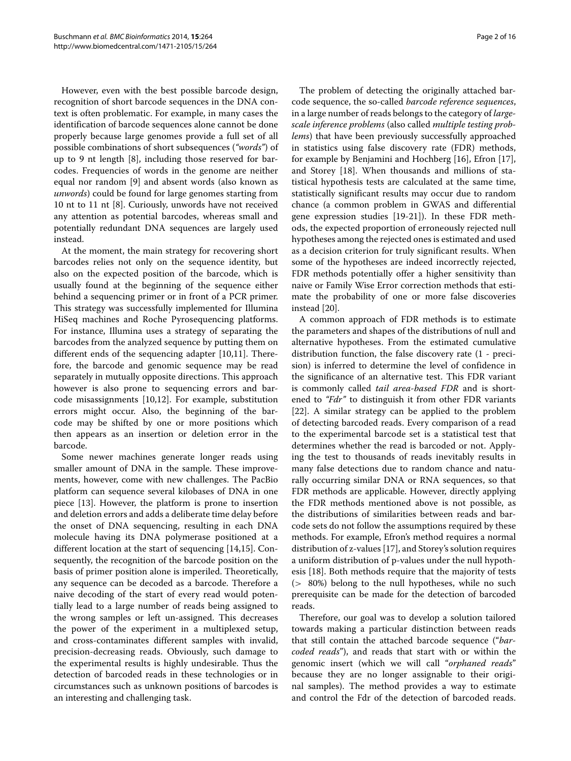However, even with the best possible barcode design, recognition of short barcode sequences in the DNA context is often problematic. For example, in many cases the identification of barcode sequences alone cannot be done properly because large genomes provide a full set of all possible combinations of short subsequences (*"words"*) of up to 9 nt length [8], including those reserved for barcodes. Frequencies of words in the genome are neither equal nor random [9] and absent words (also known as *unwords*) could be found for large genomes starting from 10 nt to 11 nt [8]. Curiously, unwords have not received any attention as potential barcodes, whereas small and potentially redundant DNA sequences are largely used instead.

At the moment, the main strategy for recovering short barcodes relies not only on the sequence identity, but also on the expected position of the barcode, which is usually found at the beginning of the sequence either behind a sequencing primer or in front of a PCR primer. This strategy was successfully implemented for Illumina HiSeq machines and Roche Pyrosequencing platforms. For instance, Illumina uses a strategy of separating the barcodes from the analyzed sequence by putting them on different ends of the sequencing adapter [10,11]. Therefore, the barcode and genomic sequence may be read separately in mutually opposite directions. This approach however is also prone to sequencing errors and barcode misassignments [10,12]. For example, substitution errors might occur. Also, the beginning of the barcode may be shifted by one or more positions which then appears as an insertion or deletion error in the barcode.

Some newer machines generate longer reads using smaller amount of DNA in the sample. These improvements, however, come with new challenges. The PacBio platform can sequence several kilobases of DNA in one piece [13]. However, the platform is prone to insertion and deletion errors and adds a deliberate time delay before the onset of DNA sequencing, resulting in each DNA molecule having its DNA polymerase positioned at a different location at the start of sequencing [14,15]. Consequently, the recognition of the barcode position on the basis of primer position alone is imperiled. Theoretically, any sequence can be decoded as a barcode. Therefore a naive decoding of the start of every read would potentially lead to a large number of reads being assigned to the wrong samples or left un-assigned. This decreases the power of the experiment in a multiplexed setup, and cross-contaminates different samples with invalid, precision-decreasing reads. Obviously, such damage to the experimental results is highly undesirable. Thus the detection of barcoded reads in these technologies or in circumstances such as unknown positions of barcodes is an interesting and challenging task.

The problem of detecting the originally attached barcode sequence, the so-called *barcode reference sequences*, in a large number of reads belongs to the category of *large-scale inference problems* (also called *multiple testing problems*) that have been previously successfully approached in statistics using false discovery rate (FDR) methods, for example by Benjamini and Hochberg [16], Efron [17], and Storey [18]. When thousands and millions of statistical hypothesis tests are calculated at the same time, statistically significant results may occur due to random chance (a common problem in GWAS and differential gene expression studies [19-21]). In these FDR methods, the expected proportion of erroneously rejected null hypotheses among the rejected ones is estimated and used as a decision criterion for truly significant results. When some of the hypotheses are indeed incorrectly rejected, FDR methods potentially offer a higher sensitivity than naive or Family Wise Error correction methods that estimate the probability of one or more false discoveries instead [20].

A common approach of FDR methods is to estimate the parameters and shapes of the distributions of null and alternative hypotheses. From the estimated cumulative distribution function, the false discovery rate (1 - precision) is inferred to determine the level of confidence in the significance of an alternative test. This FDR variant is commonly called *tail area-based FDR* and is shortened to *"Fdr"* to distinguish it from other FDR variants [22]. A similar strategy can be applied to the problem of detecting barcoded reads. Every comparison of a read to the experimental barcode set is a statistical test that determines whether the read is barcoded or not. Applying the test to thousands of reads inevitably results in many false detections due to random chance and naturally occurring similar DNA or RNA sequences, so that FDR methods are applicable. However, directly applying the FDR methods mentioned above is not possible, as the distributions of similarities between reads and barcode sets do not follow the assumptions required by these methods. For example, Efron's method requires a normal distribution of z-values [17], and Storey's solution requires a uniform distribution of p-values under the null hypothesis [18]. Both methods require that the majority of tests (> 80%) belong to the null hypotheses, while no such prerequisite can be made for the detection of barcoded reads.

Therefore, our goal was to develop a solution tailored towards making a particular distinction between reads that still contain the attached barcode sequence ("*barcoded reads*"), and reads that start with or within the genomic insert (which we will call "*orphaned reads*" because they are no longer assignable to their original samples). The method provides a way to estimate and control the Fdr of the detection of barcoded reads.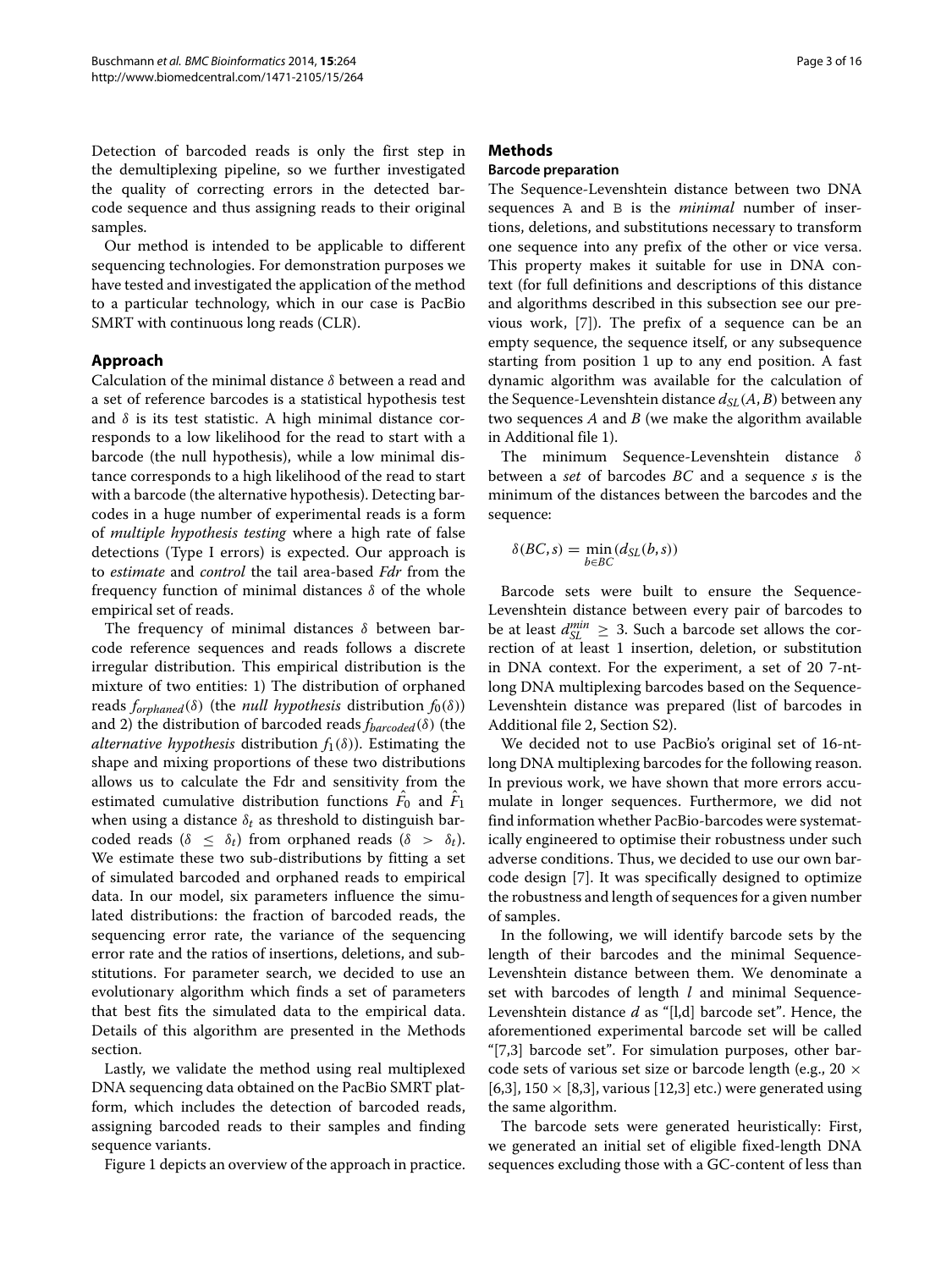Detection of barcoded reads is only the first step in the demultiplexing pipeline, so we further investigated the quality of correcting errors in the detected barcode sequence and thus assigning reads to their original samples.

Our method is intended to be applicable to different sequencing technologies. For demonstration purposes we have tested and investigated the application of the method to a particular technology, which in our case is PacBio SMRT with continuous long reads (CLR).

## Approach

Calculation of the minimal distance $\delta$ between a read and a set of reference barcodes is a statistical hypothesis test and $\delta$ is its test statistic. A high minimal distance corresponds to a low likelihood for the read to start with a barcode (the null hypothesis), while a low minimal distance corresponds to a high likelihood of the read to start with a barcode (the alternative hypothesis). Detecting barcodes in a huge number of experimental reads is a form of *multiple hypothesis testing* where a high rate of false detections (Type I errors) is expected. Our approach is to *estimate* and *control* the tail area-based *Fdr* from the frequency function of minimal distances $\delta$ of the whole empirical set of reads.

The frequency of minimal distances $\delta$ between barcode reference sequences and reads follows a discrete irregular distribution. This empirical distribution is the mixture of two entities: 1) The distribution of orphaned reads $f_{orphaned}(\delta)$ (the *null hypothesis* distribution $f_0(\delta)$) and 2) the distribution of barcoded reads $f_{barcoded}(\delta)$ (the *alternative hypothesis* distribution $f_1(\delta)$). Estimating the shape and mixing proportions of these two distributions allows us to calculate the Fdr and sensitivity from the estimated cumulative distribution functions $\hat{F}_0$ and $\hat{F}_1$ when using a distance $\delta_t$ as threshold to distinguish barcoded reads ($\delta \leq \delta_t$) from orphaned reads ($\delta > \delta_t$). We estimate these two sub-distributions by fitting a set of simulated barcoded and orphaned reads to empirical data. In our model, six parameters influence the simulated distributions: the fraction of barcoded reads, the sequencing error rate, the variance of the sequencing error rate and the ratios of insertions, deletions, and substitutions. For parameter search, we decided to use an evolutionary algorithm which finds a set of parameters that best fits the simulated data to the empirical data. Details of this algorithm are presented in the Methods section.

Lastly, we validate the method using real multiplexed DNA sequencing data obtained on the PacBio SMRT platform, which includes the detection of barcoded reads, assigning barcoded reads to their samples and finding sequence variants.

Figure 1 depicts an overview of the approach in practice.

## Methods

### Barcode preparation

The Sequence-Levenshtein distance between two DNA sequences A and B is the *minimal* number of insertions, deletions, and substitutions necessary to transform one sequence into any prefix of the other or vice versa. This property makes it suitable for use in DNA context (for full definitions and descriptions of this distance and algorithms described in this subsection see our previous work, [7]). The prefix of a sequence can be an empty sequence, the sequence itself, or any subsequence starting from position 1 up to any end position. A fast dynamic algorithm was available for the calculation of the Sequence-Levenshtein distance $d_{SL}(A, B)$ between any two sequences $A$ and $B$ (we make the algorithm available in Additional file 1).

The minimum Sequence-Levenshtein distance $\delta$ between a *set* of barcodes $BC$ and a sequence $s$ is the minimum of the distances between the barcodes and the sequence:

$$\delta(BC, s) = \min_{b \in BC}(d_{SL}(b, s))$$

Barcode sets were built to ensure the Sequence-Levenshtein distance between every pair of barcodes to be at least $d_{SL}^{min} \geq 3$. Such a barcode set allows the correction of at least 1 insertion, deletion, or substitution in DNA context. For the experiment, a set of 20 7-nt-long DNA multiplexing barcodes based on the Sequence-Levenshtein distance was prepared (list of barcodes in Additional file 2, Section S2).

We decided not to use PacBio's original set of 16-nt-long DNA multiplexing barcodes for the following reason. In previous work, we have shown that more errors accumulate in longer sequences. Furthermore, we did not find information whether PacBio-barcodes were systematically engineered to optimise their robustness under such adverse conditions. Thus, we decided to use our own barcode design [7]. It was specifically designed to optimize the robustness and length of sequences for a given number of samples.

In the following, we will identify barcode sets by the length of their barcodes and the minimal Sequence-Levenshtein distance between them. We denominate a set with barcodes of length $l$ and minimal Sequence-Levenshtein distance $d$ as "[l,d] barcode set". Hence, the aforementioned experimental barcode set will be called "[7,3] barcode set". For simulation purposes, other barcode sets of various set size or barcode length (e.g., 20 $\times$ [6,3], 150 $\times$ [8,3], various [12,3] etc.) were generated using the same algorithm.

The barcode sets were generated heuristically: First, we generated an initial set of eligible fixed-length DNA sequences excluding those with a GC-content of less than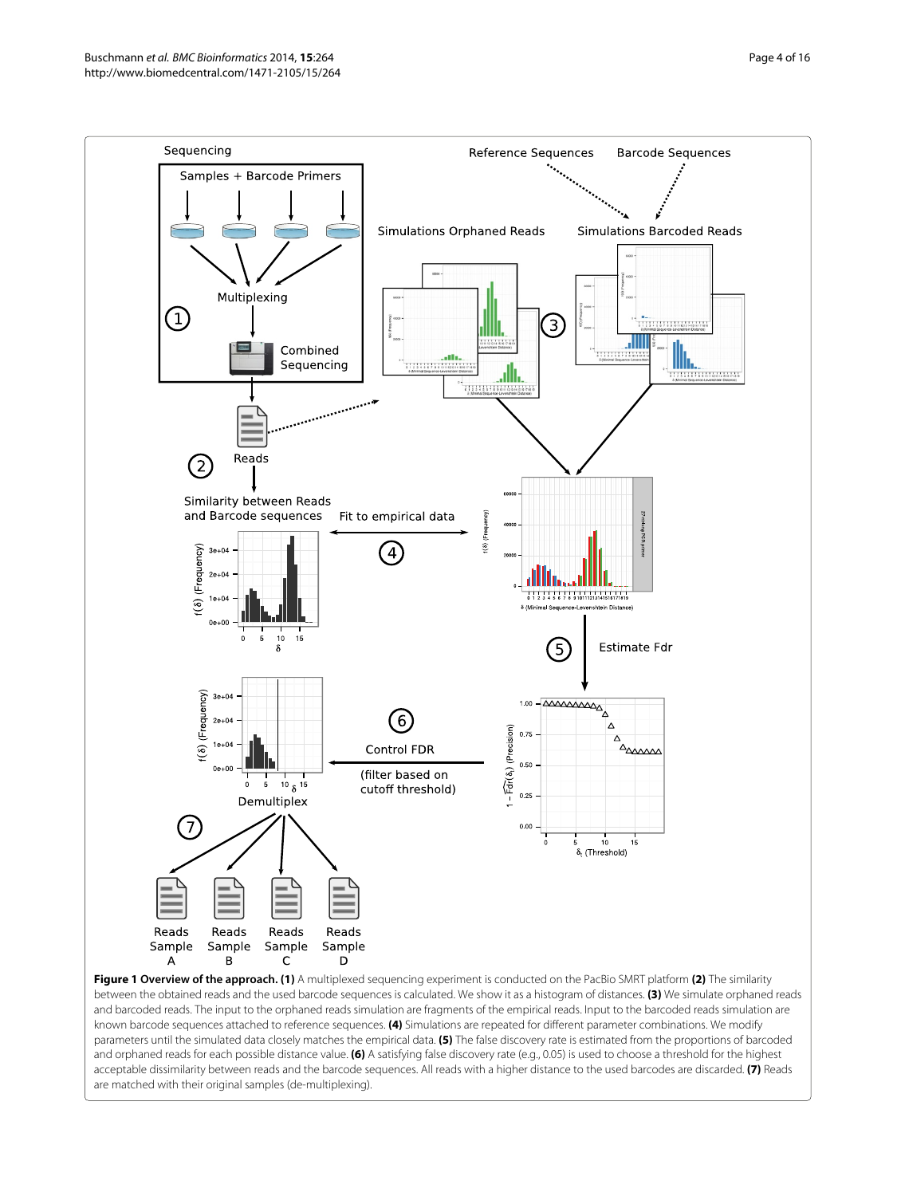**Figure 1 Overview of the approach. (1)** A multiplexed sequencing experiment is conducted on the PacBio SMRT platform **(2)** The similarity between the obtained reads and the used barcode sequences is calculated. We show it as a histogram of distances. **(3)** We simulate orphaned reads and barcoded reads. The input to the orphaned reads simulation are fragments of the empirical reads. Input to the barcoded reads simulation are known barcode sequences attached to reference sequences. **(4)** Simulations are repeated for different parameter combinations. We modify parameters until the simulated data closely matches the empirical data. **(5)** The false discovery rate is estimated from the proportions of barcoded and orphaned reads for each possible distance value. **(6)** A satisfying false discovery rate (e.g., 0.05) is used to choose a threshold for the highest acceptable dissimilarity between reads and the barcode sequences. All reads with a higher distance to the used barcodes are discarded. **(7)** Reads are matched with their original samples (de-multiplexing).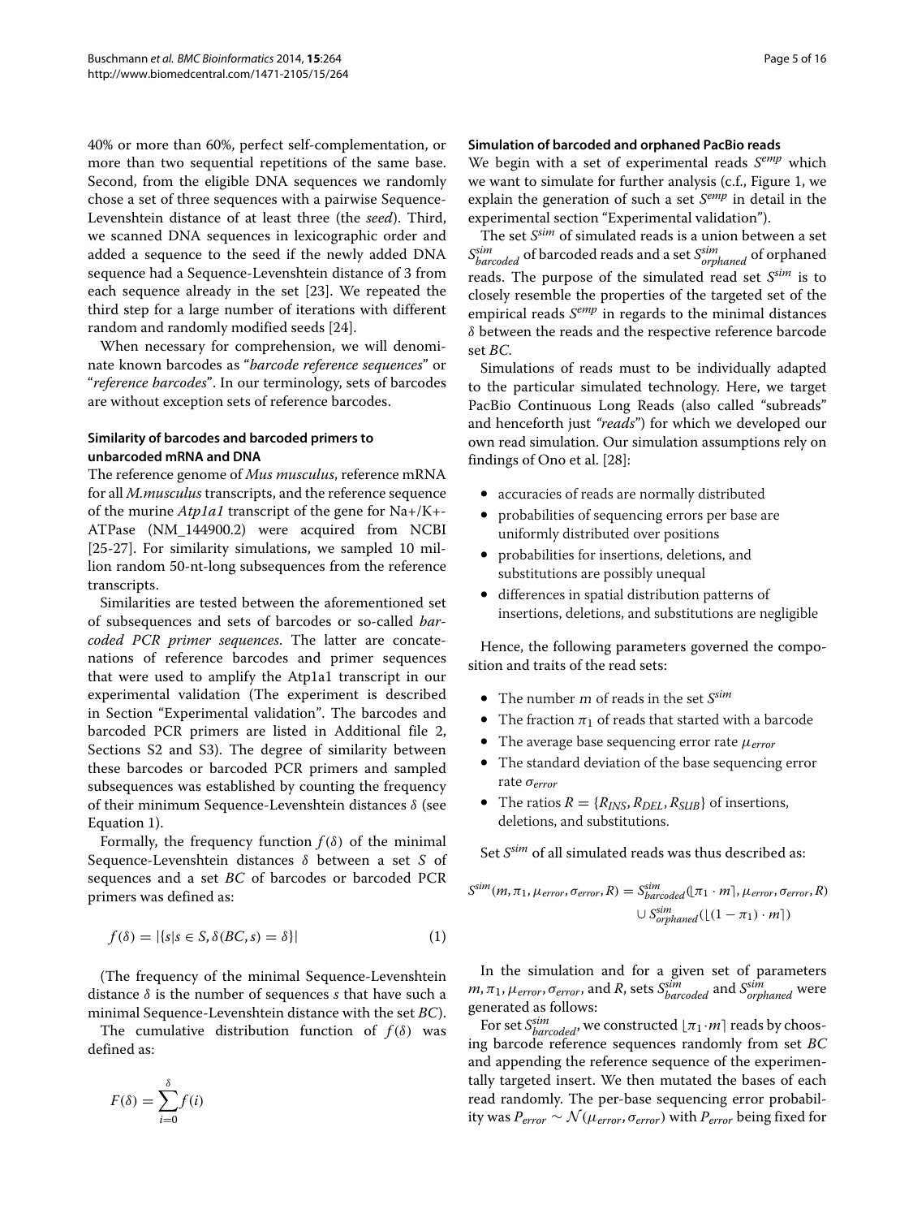40% or more than 60%, perfect self-complementation, or more than two sequential repetitions of the same base. Second, from the eligible DNA sequences we randomly chose a set of three sequences with a pairwise Sequence-Levenshtein distance of at least three (the *seed*). Third, we scanned DNA sequences in lexicographic order and added a sequence to the seed if the newly added DNA sequence had a Sequence-Levenshtein distance of 3 from each sequence already in the set [23]. We repeated the third step for a large number of iterations with different random and randomly modified seeds [24].

When necessary for comprehension, we will denominate known barcodes as "*barcode reference sequences*" or "*reference barcodes*". In our terminology, sets of barcodes are without exception sets of reference barcodes.

### Similarity of barcodes and barcoded primers to unbarcoded mRNA and DNA

The reference genome of *Mus musculus*, reference mRNA for all *M.musculus* transcripts, and the reference sequence of the murine *Atp1a1* transcript of the gene for Na+/K+-ATPase (NM_144900.2) were acquired from NCBI [25-27]. For similarity simulations, we sampled 10 million random 50-nt-long subsequences from the reference transcripts.

Similarities are tested between the aforementioned set of subsequences and sets of barcodes or so-called *barcoded PCR primer sequences*. The latter are concatenations of reference barcodes and primer sequences that were used to amplify the Atp1a1 transcript in our experimental validation (The experiment is described in Section "Experimental validation". The barcodes and barcoded PCR primers are listed in Additional file 2, Sections S2 and S3). The degree of similarity between these barcodes or barcoded PCR primers and sampled subsequences was established by counting the frequency of their minimum Sequence-Levenshtein distances $\delta$ (see Equation 1).

Formally, the frequency function $f(\delta)$ of the minimal Sequence-Levenshtein distances $\delta$ between a set $S$ of sequences and a set $BC$ of barcodes or barcoded PCR primers was defined as:

$$f(\delta) = |\{s | s \in S, \delta(BC, s) = \delta\}| \tag{1}$$

(The frequency of the minimal Sequence-Levenshtein distance $\delta$ is the number of sequences $s$ that have such a minimal Sequence-Levenshtein distance with the set $BC$).

The cumulative distribution function of $f(\delta)$ was defined as:

$$F(\delta) = \sum_{i=0}^{\delta} f(i)$$

### Simulation of barcoded and orphaned PacBio reads

We begin with a set of experimental reads $S^{emp}$ which we want to simulate for further analysis (c.f., Figure 1, we explain the generation of such a set $S^{emp}$ in detail in the experimental section "Experimental validation").

The set $S^{sim}$ of simulated reads is a union between a set $S^{sim}_{barcoded}$ of barcoded reads and a set $S^{sim}_{orphaned}$ of orphaned reads. The purpose of the simulated read set $S^{sim}$ is to closely resemble the properties of the targeted set of the empirical reads $S^{emp}$ in regards to the minimal distances $\delta$ between the reads and the respective reference barcode set $BC$.

Simulations of reads must to be individually adapted to the particular simulated technology. Here, we target PacBio Continuous Long Reads (also called "subreads" and henceforth just "*reads*") for which we developed our own read simulation. Our simulation assumptions rely on findings of Ono et al. [28]:

- accuracies of reads are normally distributed
- probabilities of sequencing errors per base are uniformly distributed over positions
- probabilities for insertions, deletions, and substitutions are possibly unequal
- differences in spatial distribution patterns of insertions, deletions, and substitutions are negligible

Hence, the following parameters governed the composition and traits of the read sets:

- The number $m$ of reads in the set $S^{sim}$
- The fraction $\pi_1$ of reads that started with a barcode
- The average base sequencing error rate $\mu_{error}$
- The standard deviation of the base sequencing error rate $\sigma_{error}$
- The ratios $R = \{R_{INS}, R_{DEL}, R_{SUB}\}$ of insertions, deletions, and substitutions.

Set $S^{sim}$ of all simulated reads was thus described as:

$$S^{sim}(m, \pi_1, \mu_{error}, \sigma_{error}, R) = S^{sim}_{barcoded}(\lfloor \pi_1 \cdot m \rceil, \mu_{error}, \sigma_{error}, R) \cup S^{sim}_{orphaned}(\lfloor (1 - \pi_1) \cdot m \rceil)$$

In the simulation and for a given set of parameters $m, \pi_1, \mu_{error}, \sigma_{error}$, and $R$, sets $S^{sim}_{barcoded}$ and $S^{sim}_{orphaned}$ were generated as follows:

For set $S^{sim}_{barcoded}$, we constructed $\lfloor \pi_1 \cdot m \rceil$ reads by choosing barcode reference sequences randomly from set $BC$ and appending the reference sequence of the experimentally targeted insert. We then mutated the bases of each read randomly. The per-base sequencing error probability was $P_{error} \sim \mathcal{N}(\mu_{error}, \sigma_{error})$ with $P_{error}$ being fixed for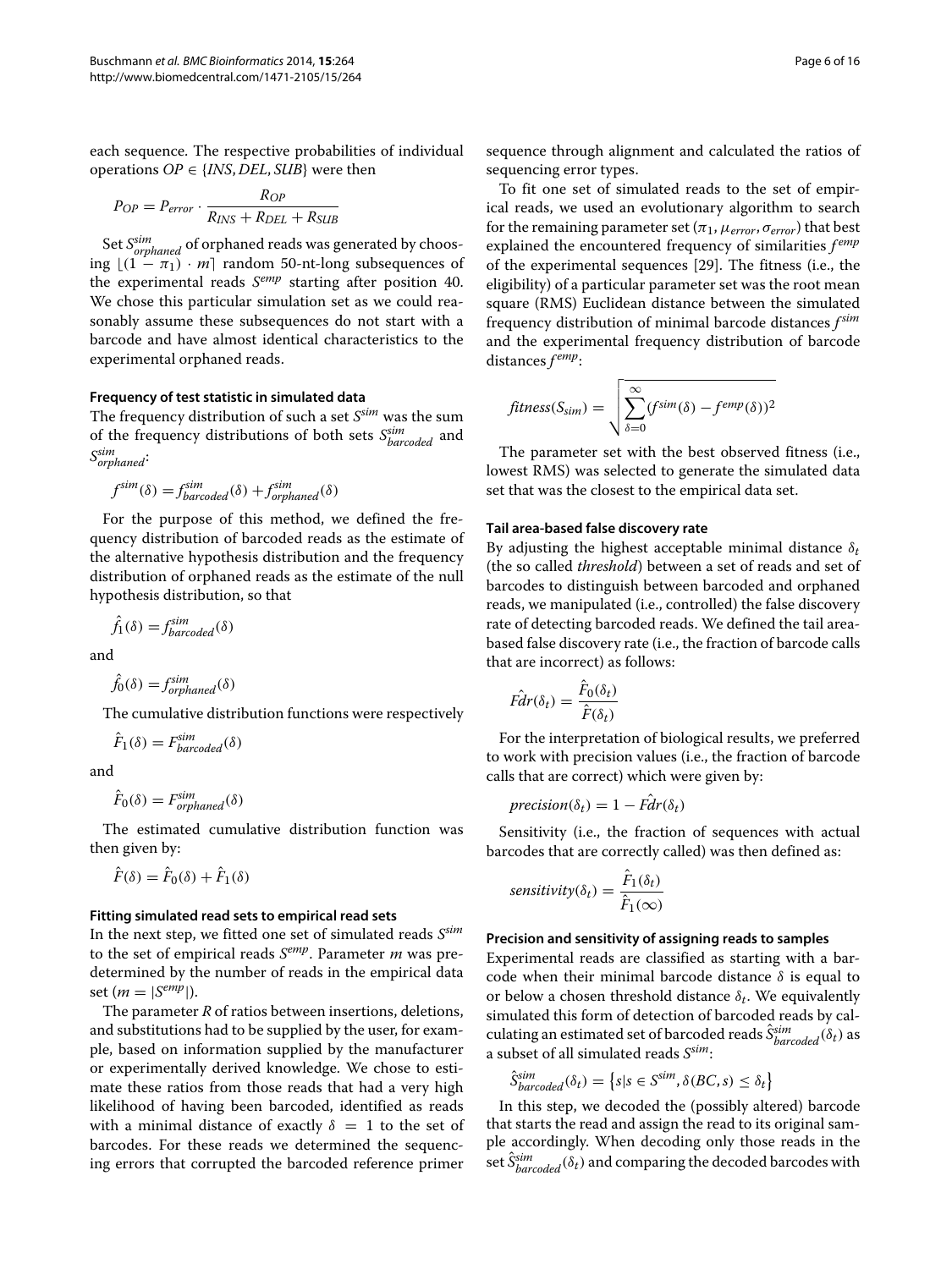each sequence. The respective probabilities of individual operations $OP \in \{INS, DEL, SUB\}$ were then

$$P_{OP} = P_{error} \cdot \frac{R_{OP}}{R_{INS} + R_{DEL} + R_{SUB}}$$

Set $S^{sim}_{orphaned}$ of orphaned reads was generated by choosing $\lfloor (1 - \pi_1) \cdot m \rceil$ random 50-nt-long subsequences of the experimental reads $S^{emp}$ starting after position 40. We chose this particular simulation set as we could reasonably assume these subsequences do not start with a barcode and have almost identical characteristics to the experimental orphaned reads.

#### Frequency of test statistic in simulated data

The frequency distribution of such a set $S^{sim}$ was the sum of the frequency distributions of both sets $S^{sim}_{barcoded}$ and $S^{sim}_{orphaned}$:

$$f^{sim}(\delta) = f^{sim}_{barcoded}(\delta) + f^{sim}_{orphaned}(\delta)$$

For the purpose of this method, we defined the frequency distribution of barcoded reads as the estimate of the alternative hypothesis distribution and the frequency distribution of orphaned reads as the estimate of the null hypothesis distribution, so that

$$\hat{f}_1(\delta) = f^{sim}_{barcoded}(\delta)$$

and

$$\hat{f}_0(\delta) = f^{sim}_{orphaned}(\delta)$$

The cumulative distribution functions were respectively

$$\hat{F}_1(\delta) = F^{sim}_{barcoded}(\delta)$$

and

$$\hat{F}_0(\delta) = F^{sim}_{orphaned}(\delta)$$

The estimated cumulative distribution function was then given by:

$$\hat{F}(\delta) = \hat{F}_0(\delta) + \hat{F}_1(\delta)$$

#### Fitting simulated read sets to empirical read sets

In the next step, we fitted one set of simulated reads $S^{sim}$ to the set of empirical reads $S^{emp}$. Parameter $m$ was predetermined by the number of reads in the empirical data set ($m = |S^{emp}|$).

The parameter $R$ of ratios between insertions, deletions, and substitutions had to be supplied by the user, for example, based on information supplied by the manufacturer or experimentally derived knowledge. We chose to estimate these ratios from those reads that had a very high likelihood of having been barcoded, identified as reads with a minimal distance of exactly $\delta = 1$ to the set of barcodes. For these reads we determined the sequencing errors that corrupted the barcoded reference primer sequence through alignment and calculated the ratios of sequencing error types.

To fit one set of simulated reads to the set of empirical reads, we used an evolutionary algorithm to search for the remaining parameter set $(\pi_1, \mu_{error}, \sigma_{error})$ that best explained the encountered frequency of similarities $f^{emp}$ of the experimental sequences [29]. The fitness (i.e., the eligibility) of a particular parameter set was the root mean square (RMS) Euclidean distance between the simulated frequency distribution of minimal barcode distances $f^{sim}$ and the experimental frequency distribution of barcode distances $f^{emp}$:

$$fitness(S_{sim}) = \sqrt{\sum_{\delta=0}^{\infty} (f^{sim}(\delta) - f^{emp}(\delta))^2}$$

The parameter set with the best observed fitness (i.e., lowest RMS) was selected to generate the simulated data set that was the closest to the empirical data set.

#### Tail area-based false discovery rate

By adjusting the highest acceptable minimal distance $\delta_t$ (the so called *threshold*) between a set of reads and set of barcodes to distinguish between barcoded and orphaned reads, we manipulated (i.e., controlled) the false discovery rate of detecting barcoded reads. We defined the tail area-based false discovery rate (i.e., the fraction of barcode calls that are incorrect) as follows:

$$\hat{Fdr}(\delta_t) = \frac{\hat{F}_0(\delta_t)}{\hat{F}(\delta_t)}$$

For the interpretation of biological results, we preferred to work with precision values (i.e., the fraction of barcode calls that are correct) which were given by:

$$precision(\delta_t) = 1 - \hat{Fdr}(\delta_t)$$

Sensitivity (i.e., the fraction of sequences with actual barcodes that are correctly called) was then defined as:

$$sensitivity(\delta_t) = \frac{\hat{F}_1(\delta_t)}{\hat{F}_1(\infty)}$$

#### Precision and sensitivity of assigning reads to samples

Experimental reads are classified as starting with a barcode when their minimal barcode distance $\delta$ is equal to or below a chosen threshold distance $\delta_t$. We equivalently simulated this form of detection of barcoded reads by calculating an estimated set of barcoded reads $\hat{S}^{sim}_{barcoded}(\delta_t)$ as a subset of all simulated reads $S^{sim}$:

$$\hat{S}^{sim}_{barcoded}(\delta_t) = \{s | s \in S^{sim}, \delta(BC, s) \leq \delta_t\}$$

In this step, we decoded the (possibly altered) barcode that starts the read and assign the read to its original sample accordingly. When decoding only those reads in the set $\hat{S}^{sim}_{barcoded}(\delta_t)$ and comparing the decoded barcodes with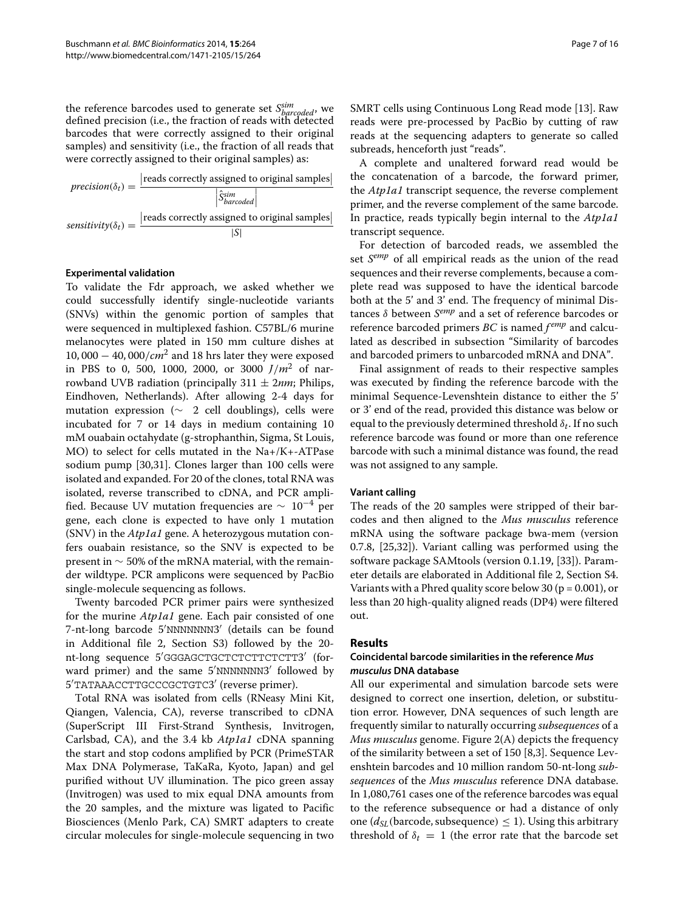the reference barcodes used to generate set $S^{sim}_{barcoded}$, we defined precision (i.e., the fraction of reads with detected barcodes that were correctly assigned to their original samples) and sensitivity (i.e., the fraction of all reads that were correctly assigned to their original samples) as:

$$precision(\delta_t) = \frac{|\text{reads correctly assigned to original samples}|}{\left|\hat{S}^{sim}_{barcoded}\right|}$$

$$sensitivity(\delta_t) = \frac{|\text{reads correctly assigned to original samples}|}{|S|}$$

#### Experimental validation

To validate the Fdr approach, we asked whether we could successfully identify single-nucleotide variants (SNVs) within the genomic portion of samples that were sequenced in multiplexed fashion. C57BL/6 murine melanocytes were plated in 150 mm culture dishes at $10,000 - 40,000/cm^2$ and 18 hrs later they were exposed in PBS to 0, 500, 1000, 2000, or 3000 $J/m^2$ of narrowband UVB radiation (principally $311 \pm 2nm$; Philips, Eindhoven, Netherlands). After allowing 2-4 days for mutation expression ($\sim$ 2 cell doublings), cells were incubated for 7 or 14 days in medium containing 10 mM ouabain octahydate (g-strophanthin, Sigma, St Louis, MO) to select for cells mutated in the Na+/K+-ATPase sodium pump [30,31]. Clones larger than 100 cells were isolated and expanded. For 20 of the clones, total RNA was isolated, reverse transcribed to cDNA, and PCR amplified. Because UV mutation frequencies are $\sim 10^{-4}$ per gene, each clone is expected to have only 1 mutation (SNV) in the *Atp1a1* gene. A heterozygous mutation confers ouabain resistance, so the SNV is expected to be present in $\sim$ 50% of the mRNA material, with the remainder wildtype. PCR amplicons were sequenced by PacBio single-molecule sequencing as follows.

Twenty barcoded PCR primer pairs were synthesized for the murine *Atp1a1* gene. Each pair consisted of one 7-nt-long barcode 5′NNNNNNN3′ (details can be found in Additional file 2, Section S3) followed by the 20-nt-long sequence 5′GGGAGCTGCTCTCTTCTCTT3′ (forward primer) and the same 5′NNNNNNN3′ followed by 5′TATAAACCTTGCCCGCTGTC3′ (reverse primer).

Total RNA was isolated from cells (RNeasy Mini Kit, Qiangen, Valencia, CA), reverse transcribed to cDNA (SuperScript III First-Strand Synthesis, Invitrogen, Carlsbad, CA), and the 3.4 kb *Atp1a1* cDNA spanning the start and stop codons amplified by PCR (PrimeSTAR Max DNA Polymerase, TaKaRa, Kyoto, Japan) and gel purified without UV illumination. The pico green assay (Invitrogen) was used to mix equal DNA amounts from the 20 samples, and the mixture was ligated to Pacific Biosciences (Menlo Park, CA) SMRT adapters to create circular molecules for single-molecule sequencing in two SMRT cells using Continuous Long Read mode [13]. Raw reads were pre-processed by PacBio by cutting of raw reads at the sequencing adapters to generate so called subreads, henceforth just "reads".

A complete and unaltered forward read would be the concatenation of a barcode, the forward primer, the *Atp1a1* transcript sequence, the reverse complement primer, and the reverse complement of the same barcode. In practice, reads typically begin internal to the *Atp1a1* transcript sequence.

For detection of barcoded reads, we assembled the set $S^{emp}$ of all empirical reads as the union of the read sequences and their reverse complements, because a complete read was supposed to have the identical barcode both at the 5' and 3' end. The frequency of minimal Distances $\delta$ between $S^{emp}$ and a set of reference barcodes or reference barcoded primers $BC$ is named $f^{emp}$ and calculated as described in subsection "Similarity of barcodes and barcoded primers to unbarcoded mRNA and DNA".

Final assignment of reads to their respective samples was executed by finding the reference barcode with the minimal Sequence-Levenshtein distance to either the 5' or 3' end of the read, provided this distance was below or equal to the previously determined threshold $\delta_t$. If no such reference barcode was found or more than one reference barcode with such a minimal distance was found, the read was not assigned to any sample.

#### Variant calling

The reads of the 20 samples were stripped of their barcodes and then aligned to the *Mus musculus* reference mRNA using the software package bwa-mem (version 0.7.8, [25,32]). Variant calling was performed using the software package SAMtools (version 0.1.19, [33]). Parameter details are elaborated in Additional file 2, Section S4. Variants with a Phred quality score below 30 (p = 0.001), or less than 20 high-quality aligned reads (DP4) were filtered out.

## Results

### Coincidental barcode similarities in the reference *Mus musculus* DNA database

All our experimental and simulation barcode sets were designed to correct one insertion, deletion, or substitution error. However, DNA sequences of such length are frequently similar to naturally occurring *subsequences* of a *Mus musculus* genome. Figure 2(A) depicts the frequency of the similarity between a set of 150 [8,3]. Sequence Levenshtein barcodes and 10 million random 50-nt-long *subsequences* of the *Mus musculus* reference DNA database. In 1,080,761 cases one of the reference barcodes was equal to the reference subsequence or had a distance of only one ($d_{SL}$(barcode, subsequence) $\leq 1$). Using this arbitrary threshold of $\delta_t = 1$ (the error rate that the barcode set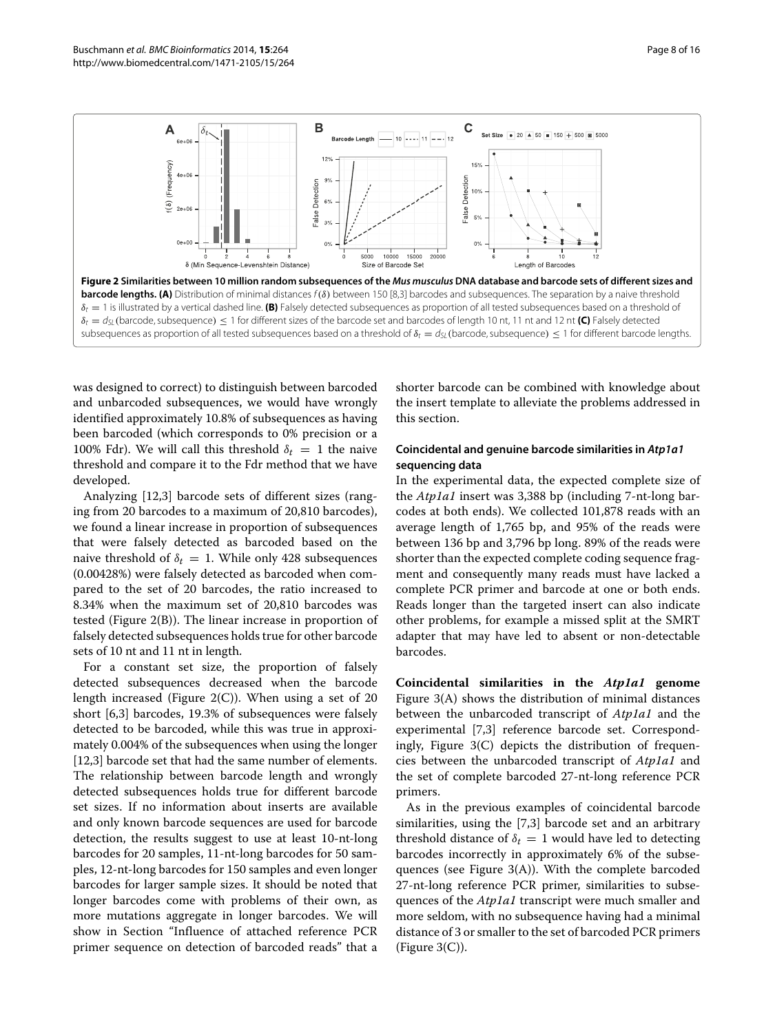**Figure 2 Similarities between 10 million random subsequences of the *Mus musculus* DNA database and barcode sets of different sizes and barcode lengths. (A)** Distribution of minimal distances $f(\delta)$ between 150 [8,3] barcodes and subsequences. The separation by a naive threshold $\delta_t = 1$ is illustrated by a vertical dashed line. **(B)** Falsely detected subsequences as proportion of all tested subsequences based on a threshold of $\delta_t = d_{SL}(\text{barcode, subsequence}) \leq 1$ for different sizes of the barcode set and barcodes of length 10 nt, 11 nt and 12 nt **(C)** Falsely detected subsequences as proportion of all tested subsequences based on a threshold of $\delta_t = d_{SL}(\text{barcode, subsequence}) \leq 1$ for different barcode lengths.

was designed to correct) to distinguish between barcoded and unbarcoded subsequences, we would have wrongly identified approximately 10.8% of subsequences as having been barcoded (which corresponds to 0% precision or a 100% Fdr). We will call this threshold $\delta_t = 1$ the naive threshold and compare it to the Fdr method that we have developed.

Analyzing [12,3] barcode sets of different sizes (ranging from 20 barcodes to a maximum of 20,810 barcodes), we found a linear increase in proportion of subsequences that were falsely detected as barcoded based on the naive threshold of $\delta_t = 1$. While only 428 subsequences (0.00428%) were falsely detected as barcoded when compared to the set of 20 barcodes, the ratio increased to 8.34% when the maximum set of 20,810 barcodes was tested (Figure 2(B)). The linear increase in proportion of falsely detected subsequences holds true for other barcode sets of 10 nt and 11 nt in length.

For a constant set size, the proportion of falsely detected subsequences decreased when the barcode length increased (Figure 2(C)). When using a set of 20 short [6,3] barcodes, 19.3% of subsequences were falsely detected to be barcoded, while this was true in approximately 0.004% of the subsequences when using the longer [12,3] barcode set that had the same number of elements. The relationship between barcode length and wrongly detected subsequences holds true for different barcode set sizes. If no information about inserts are available and only known barcode sequences are used for barcode detection, the results suggest to use at least 10-nt-long barcodes for 20 samples, 11-nt-long barcodes for 50 samples, 12-nt-long barcodes for 150 samples and even longer barcodes for larger sample sizes. It should be noted that longer barcodes come with problems of their own, as more mutations aggregate in longer barcodes. We will show in Section "Influence of attached reference PCR primer sequence on detection of barcoded reads" that a shorter barcode can be combined with knowledge about the insert template to alleviate the problems addressed in this section.

### Coincidental and genuine barcode similarities in *Atp1a1* sequencing data

In the experimental data, the expected complete size of the *Atp1a1* insert was 3,388 bp (including 7-nt-long barcodes at both ends). We collected 101,878 reads with an average length of 1,765 bp, and 95% of the reads were between 136 bp and 3,796 bp long. 89% of the reads were shorter than the expected complete coding sequence fragment and consequently many reads must have lacked a complete PCR primer and barcode at one or both ends. Reads longer than the targeted insert can also indicate other problems, for example a missed split at the SMRT adapter that may have led to absent or non-detectable barcodes.

**Coincidental similarities in the *Atp1a1* genome** Figure 3(A) shows the distribution of minimal distances between the unbarcoded transcript of *Atp1a1* and the experimental [7,3] reference barcode set. Correspondingly, Figure 3(C) depicts the distribution of frequencies between the unbarcoded transcript of *Atp1a1* and the set of complete barcoded 27-nt-long reference PCR primers.

As in the previous examples of coincidental barcode similarities, using the [7,3] barcode set and an arbitrary threshold distance of $\delta_t = 1$ would have led to detecting barcodes incorrectly in approximately 6% of the subsequences (see Figure 3(A)). With the complete barcoded 27-nt-long reference PCR primer, similarities to subsequences of the *Atp1a1* transcript were much smaller and more seldom, with no subsequence having had a minimal distance of 3 or smaller to the set of barcoded PCR primers (Figure 3(C)).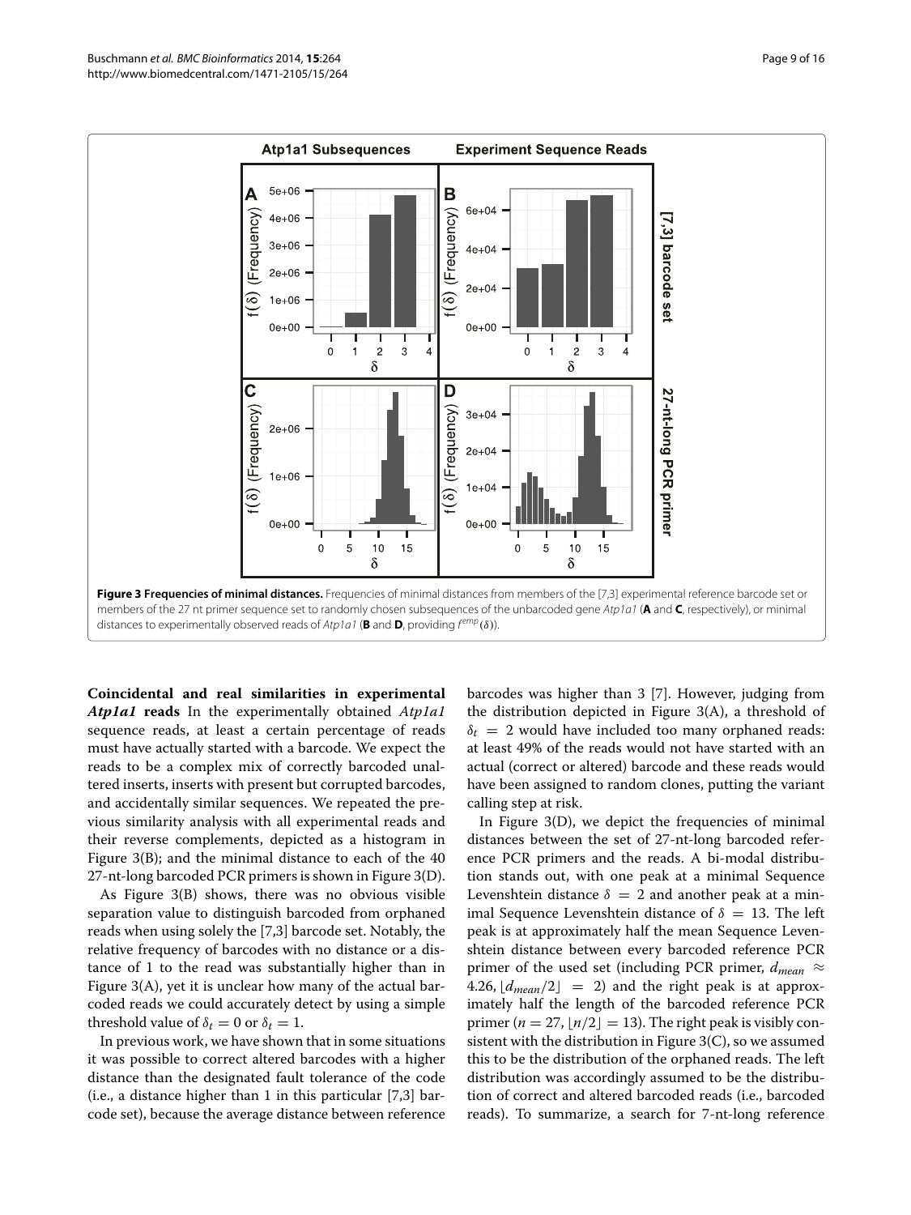**Figure 3 Frequencies of minimal distances.** Frequencies of minimal distances from members of the [7,3] experimental reference barcode set or members of the 27 nt primer sequence set to randomly chosen subsequences of the unbarcoded gene *Atp1a1* (**A** and **C**, respectively), or minimal distances to experimentally observed reads of *Atp1a1* (**B** and **D**, providing $f^{emp}(\delta)$).

**Coincidental and real similarities in experimental *Atp1a1* reads** In the experimentally obtained *Atp1a1* sequence reads, at least a certain percentage of reads must have actually started with a barcode. We expect the reads to be a complex mix of correctly barcoded unaltered inserts, inserts with present but corrupted barcodes, and accidentally similar sequences. We repeated the previous similarity analysis with all experimental reads and their reverse complements, depicted as a histogram in Figure 3(B); and the minimal distance to each of the 40 27-nt-long barcoded PCR primers is shown in Figure 3(D).

As Figure 3(B) shows, there was no obvious visible separation value to distinguish barcoded from orphaned reads when using solely the [7,3] barcode set. Notably, the relative frequency of barcodes with no distance or a distance of 1 to the read was substantially higher than in Figure 3(A), yet it is unclear how many of the actual barcoded reads we could accurately detect by using a simple threshold value of $\delta_t = 0$ or $\delta_t = 1$.

In previous work, we have shown that in some situations it was possible to correct altered barcodes with a higher distance than the designated fault tolerance of the code (i.e., a distance higher than 1 in this particular [7,3] barcode set), because the average distance between reference barcodes was higher than 3 [7]. However, judging from the distribution depicted in Figure 3(A), a threshold of $\delta_t = 2$ would have included too many orphaned reads: at least 49% of the reads would not have started with an actual (correct or altered) barcode and these reads would have been assigned to random clones, putting the variant calling step at risk.

In Figure 3(D), we depict the frequencies of minimal distances between the set of 27-nt-long barcoded reference PCR primers and the reads. A bi-modal distribution stands out, with one peak at a minimal Sequence Levenshtein distance $\delta = 2$ and another peak at a minimal Sequence Levenshtein distance of $\delta = 13$. The left peak is at approximately half the mean Sequence Levenshtein distance between every barcoded reference PCR primer of the used set (including PCR primer, $d_{mean} \approx 4.26$, $\lfloor d_{mean}/2 \rfloor = 2$) and the right peak is at approximately half the length of the barcoded reference PCR primer ($n = 27$, $\lfloor n/2 \rfloor = 13$). The right peak is visibly consistent with the distribution in Figure 3(C), so we assumed this to be the distribution of the orphaned reads. The left distribution was accordingly assumed to be the distribution of correct and altered barcoded reads (i.e., barcoded reads). To summarize, a search for 7-nt-long reference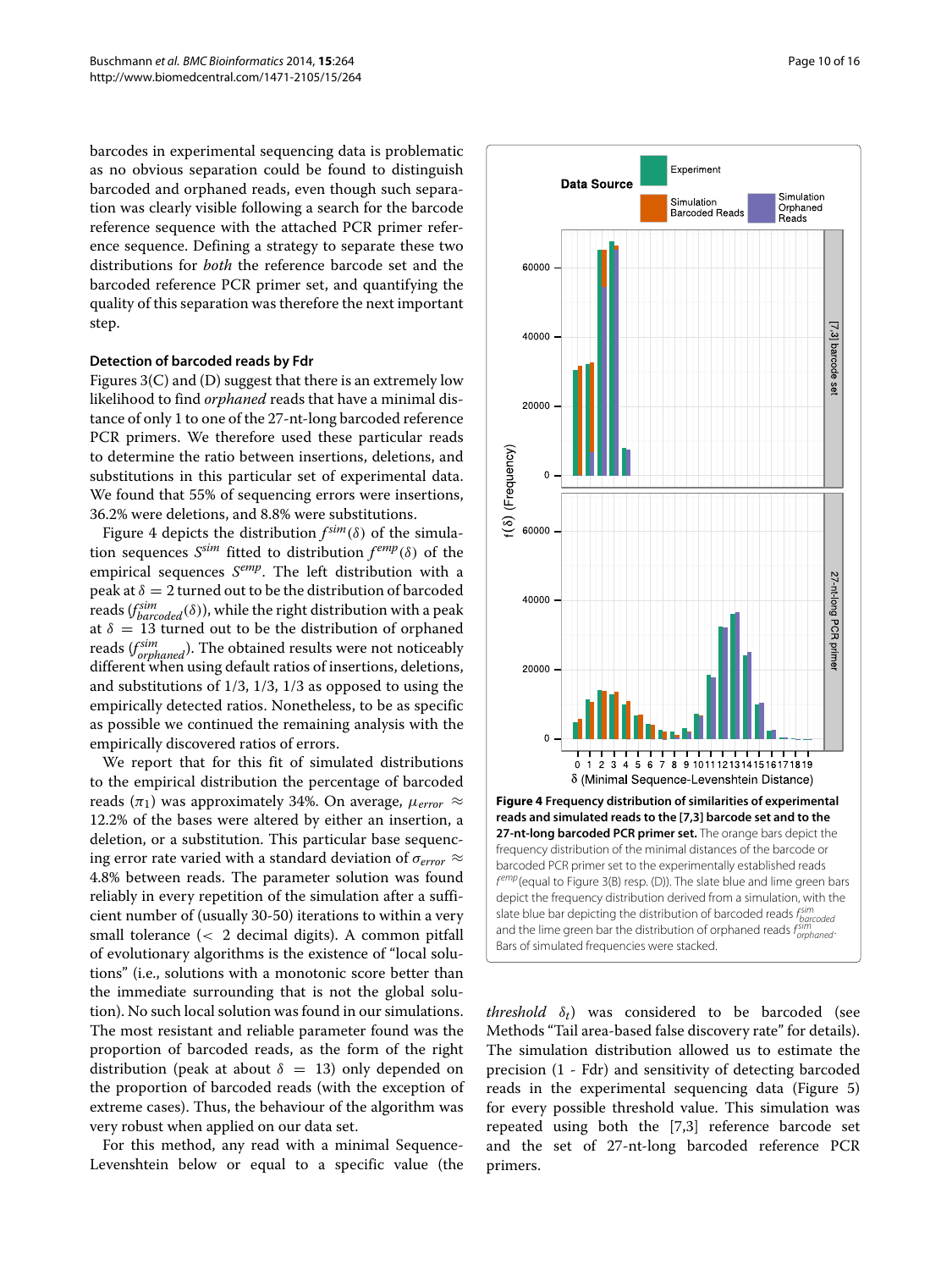barcodes in experimental sequencing data is problematic as no obvious separation could be found to distinguish barcoded and orphaned reads, even though such separation was clearly visible following a search for the barcode reference sequence with the attached PCR primer reference sequence. Defining a strategy to separate these two distributions for *both* the reference barcode set and the barcoded reference PCR primer set, and quantifying the quality of this separation was therefore the next important step.

### Detection of barcoded reads by Fdr

Figures 3(C) and (D) suggest that there is an extremely low likelihood to find *orphaned* reads that have a minimal distance of only 1 to one of the 27-nt-long barcoded reference PCR primers. We therefore used these particular reads to determine the ratio between insertions, deletions, and substitutions in this particular set of experimental data. We found that 55% of sequencing errors were insertions, 36.2% were deletions, and 8.8% were substitutions.

Figure 4 depicts the distribution $f^{sim}(\delta)$ of the simulation sequences $S^{sim}$ fitted to distribution $f^{emp}(\delta)$ of the empirical sequences $S^{emp}$. The left distribution with a peak at $\delta = 2$ turned out to be the distribution of barcoded reads ($f^{sim}_{barcoded}(\delta)$), while the right distribution with a peak at $\delta = 13$ turned out to be the distribution of orphaned reads ($f^{sim}_{orphaned}$). The obtained results were not noticeably different when using default ratios of insertions, deletions, and substitutions of 1/3, 1/3, 1/3 as opposed to using the empirically detected ratios. Nonetheless, to be as specific as possible we continued the remaining analysis with the empirically discovered ratios of errors.

We report that for this fit of simulated distributions to the empirical distribution the percentage of barcoded reads ($\pi_1$) was approximately 34%. On average, $\mu_{error} \approx$ 12.2% of the bases were altered by either an insertion, a deletion, or a substitution. This particular base sequencing error rate varied with a standard deviation of $\sigma_{error} \approx$ 4.8% between reads. The parameter solution was found reliably in every repetition of the simulation after a sufficient number of (usually 30-50) iterations to within a very small tolerance (< 2 decimal digits). A common pitfall of evolutionary algorithms is the existence of "local solutions" (i.e., solutions with a monotonic score better than the immediate surrounding that is not the global solution). No such local solution was found in our simulations. The most resistant and reliable parameter found was the proportion of barcoded reads, as the form of the right distribution (peak at about $\delta = 13$) only depended on the proportion of barcoded reads (with the exception of extreme cases). Thus, the behaviour of the algorithm was very robust when applied on our data set.

For this method, any read with a minimal Sequence-Levenshtein below or equal to a specific value (the *threshold* $\delta_t$) was considered to be barcoded (see Methods "Tail area-based false discovery rate" for details). The simulation distribution allowed us to estimate the precision (1 - Fdr) and sensitivity of detecting barcoded reads in the experimental sequencing data (Figure 5) for every possible threshold value. This simulation was repeated using both the [7,3] reference barcode set and the set of 27-nt-long barcoded reference PCR primers.

**Figure 4 Frequency distribution of similarities of experimental reads and simulated reads to the [7,3] barcode set and to the 27-nt-long barcoded PCR primer set.** The orange bars depict the frequency distribution of the minimal distances of the barcode or barcoded PCR primer set to the experimentally established reads $f^{emp}$ (equal to Figure 3(B) resp. (D)). The slate blue and lime green bars depict the frequency distribution derived from a simulation, with the slate blue bar depicting the distribution of barcoded reads $f^{sim}_{barcoded}$ and the lime green bar the distribution of orphaned reads $f^{sim}_{orphaned}$. Bars of simulated frequencies were stacked.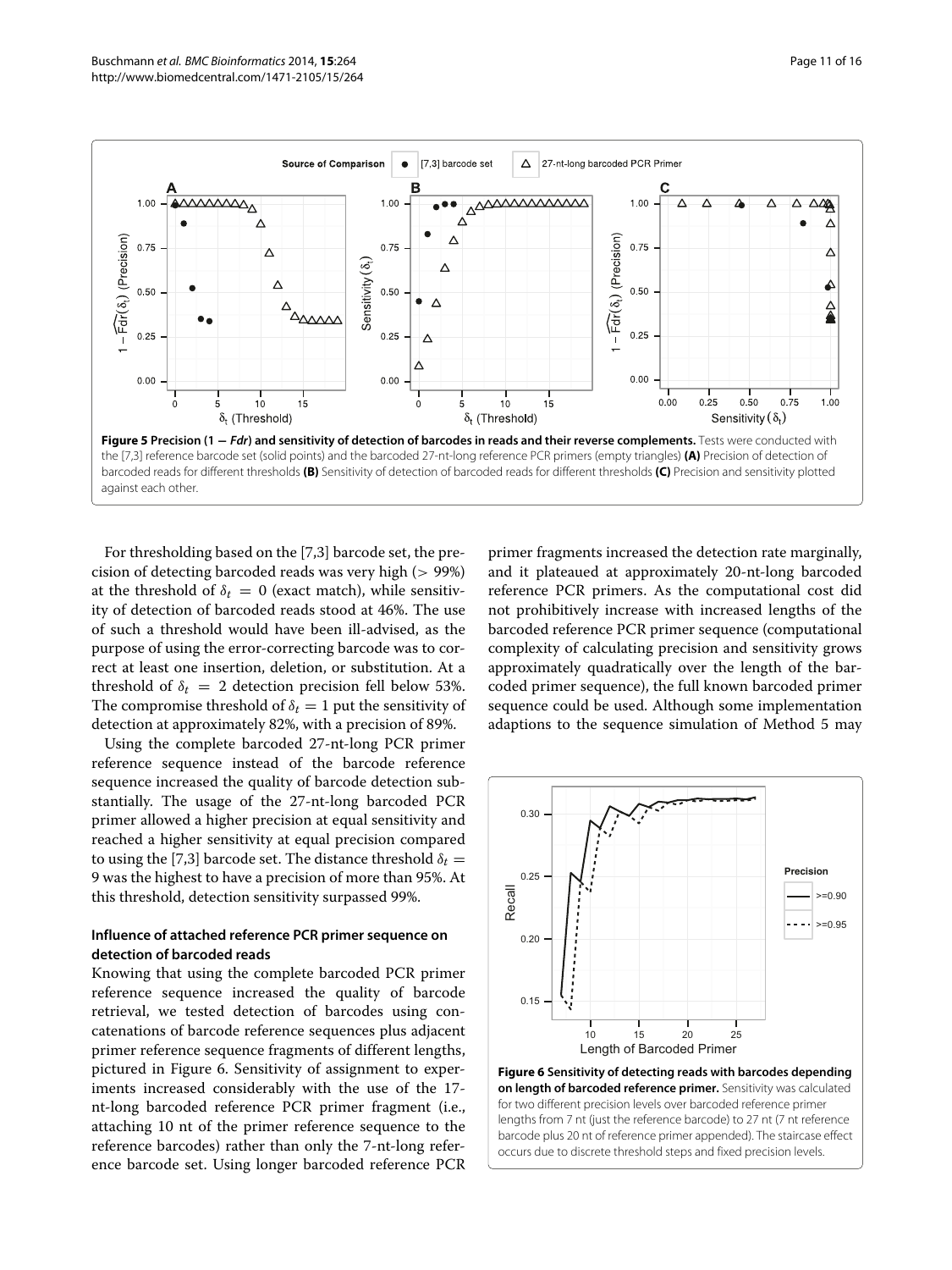**Figure 5 Precision (1 − *Fdr*) and sensitivity of detection of barcodes in reads and their reverse complements.** Tests were conducted with the [7,3] reference barcode set (solid points) and the barcoded 27-nt-long reference PCR primers (empty triangles) **(A)** Precision of detection of barcoded reads for different thresholds **(B)** Sensitivity of detection of barcoded reads for different thresholds **(C)** Precision and sensitivity plotted against each other.

For thresholding based on the [7,3] barcode set, the precision of detecting barcoded reads was very high ($> 99\%$) at the threshold of $\delta_t = 0$ (exact match), while sensitivity of detection of barcoded reads stood at 46%. The use of such a threshold would have been ill-advised, as the purpose of using the error-correcting barcode was to correct at least one insertion, deletion, or substitution. At a threshold of $\delta_t = 2$ detection precision fell below 53%. The compromise threshold of $\delta_t = 1$ put the sensitivity of detection at approximately 82%, with a precision of 89%.

Using the complete barcoded 27-nt-long PCR primer reference sequence instead of the barcode reference sequence increased the quality of barcode detection substantially. The usage of the 27-nt-long barcoded PCR primer allowed a higher precision at equal sensitivity and reached a higher sensitivity at equal precision compared to using the [7,3] barcode set. The distance threshold $\delta_t = 9$ was the highest to have a precision of more than 95%. At this threshold, detection sensitivity surpassed 99%.

### Influence of attached reference PCR primer sequence on detection of barcoded reads

Knowing that using the complete barcoded PCR primer reference sequence increased the quality of barcode retrieval, we tested detection of barcodes using concatenations of barcode reference sequences plus adjacent primer reference sequence fragments of different lengths, pictured in Figure 6. Sensitivity of assignment to experiments increased considerably with the use of the 17-nt-long barcoded reference PCR primer fragment (i.e., attaching 10 nt of the primer reference sequence to the reference barcodes) rather than only the 7-nt-long reference barcode set. Using longer barcoded reference PCR primer fragments increased the detection rate marginally, and it plateaued at approximately 20-nt-long barcoded reference PCR primers. As the computational cost did not prohibitively increase with increased lengths of the barcoded reference PCR primer sequence (computational complexity of calculating precision and sensitivity grows approximately quadratically over the length of the barcoded primer sequence), the full known barcoded primer sequence could be used. Although some implementation adaptions to the sequence simulation of Method 5 may

**Figure 6 Sensitivity of detecting reads with barcodes depending on length of barcoded reference primer.** Sensitivity was calculated for two different precision levels over barcoded reference primer lengths from 7 nt (just the reference barcode) to 27 nt (7 nt reference barcode plus 20 nt of reference primer appended). The staircase effect occurs due to discrete threshold steps and fixed precision levels.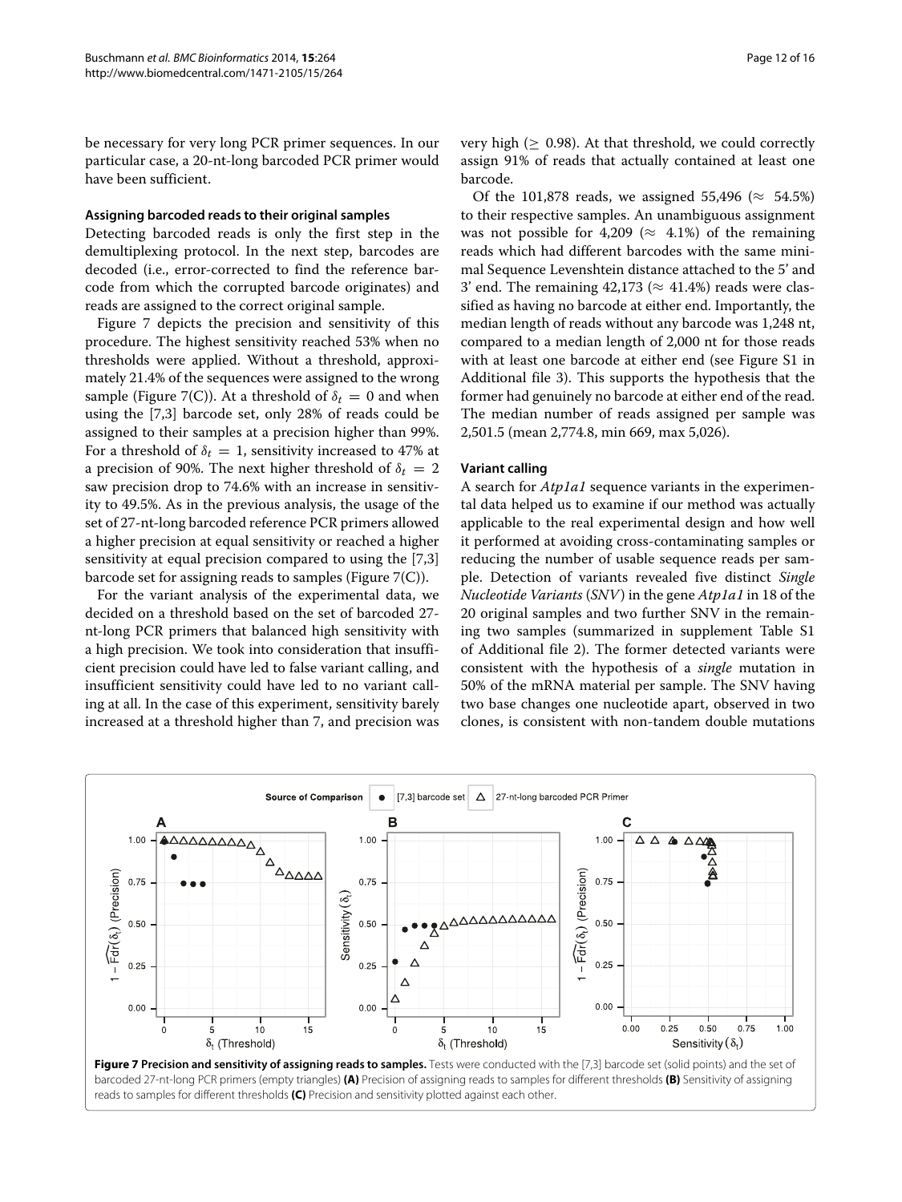be necessary for very long PCR primer sequences. In our particular case, a 20-nt-long barcoded PCR primer would have been sufficient.

#### Assigning barcoded reads to their original samples

Detecting barcoded reads is only the first step in the demultiplexing protocol. In the next step, barcodes are decoded (i.e., error-corrected to find the reference barcode from which the corrupted barcode originates) and reads are assigned to the correct original sample.

Figure 7 depicts the precision and sensitivity of this procedure. The highest sensitivity reached 53% when no thresholds were applied. Without a threshold, approximately 21.4% of the sequences were assigned to the wrong sample (Figure 7(C)). At a threshold of $\delta_t = 0$ and when using the [7,3] barcode set, only 28% of reads could be assigned to their samples at a precision higher than 99%. For a threshold of $\delta_t = 1$, sensitivity increased to 47% at a precision of 90%. The next higher threshold of $\delta_t = 2$ saw precision drop to 74.6% with an increase in sensitivity to 49.5%. As in the previous analysis, the usage of the set of 27-nt-long barcoded reference PCR primers allowed a higher precision at equal sensitivity or reached a higher sensitivity at equal precision compared to using the [7,3] barcode set for assigning reads to samples (Figure 7(C)).

For the variant analysis of the experimental data, we decided on a threshold based on the set of barcoded 27-nt-long PCR primers that balanced high sensitivity with a high precision. We took into consideration that insufficient precision could have led to false variant calling, and insufficient sensitivity could have led to no variant calling at all. In the case of this experiment, sensitivity barely increased at a threshold higher than 7, and precision was very high ($\geq$ 0.98). At that threshold, we could correctly assign 91% of reads that actually contained at least one barcode.

Of the 101,878 reads, we assigned 55,496 ($\approx$ 54.5%) to their respective samples. An unambiguous assignment was not possible for 4,209 ($\approx$ 4.1%) of the remaining reads which had different barcodes with the same minimal Sequence Levenshtein distance attached to the 5' and 3' end. The remaining 42,173 ($\approx$ 41.4%) reads were classified as having no barcode at either end. Importantly, the median length of reads without any barcode was 1,248 nt, compared to a median length of 2,000 nt for those reads with at least one barcode at either end (see Figure S1 in Additional file 3). This supports the hypothesis that the former had genuinely no barcode at either end of the read. The median number of reads assigned per sample was 2,501.5 (mean 2,774.8, min 669, max 5,026).

#### Variant calling

A search for *Atp1a1* sequence variants in the experimental data helped us to examine if our method was actually applicable to the real experimental design and how well it performed at avoiding cross-contaminating samples or reducing the number of usable sequence reads per sample. Detection of variants revealed five distinct *Single Nucleotide Variants* (*SNV*) in the gene *Atp1a1* in 18 of the 20 original samples and two further SNV in the remaining two samples (summarized in supplement Table S1 of Additional file 2). The former detected variants were consistent with the hypothesis of a *single* mutation in 50% of the mRNA material per sample. The SNV having two base changes one nucleotide apart, observed in two clones, is consistent with non-tandem double mutations

**Figure 7 Precision and sensitivity of assigning reads to samples.** Tests were conducted with the [7,3] barcode set (solid points) and the set of barcoded 27-nt-long PCR primers (empty triangles) **(A)** Precision of assigning reads to samples for different thresholds **(B)** Sensitivity of assigning reads to samples for different thresholds **(C)** Precision and sensitivity plotted against each other.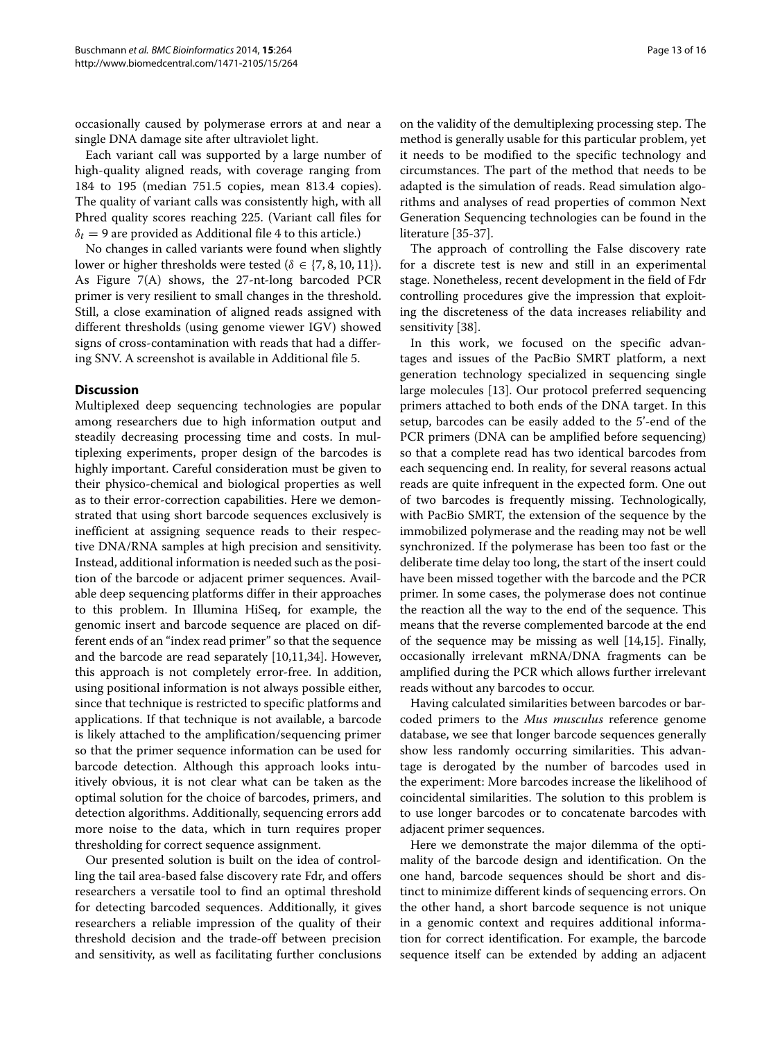occasionally caused by polymerase errors at and near a single DNA damage site after ultraviolet light.

Each variant call was supported by a large number of high-quality aligned reads, with coverage ranging from 184 to 195 (median 751.5 copies, mean 813.4 copies). The quality of variant calls was consistently high, with all Phred quality scores reaching 225. (Variant call files for $\delta_t = 9$ are provided as Additional file 4 to this article.)

No changes in called variants were found when slightly lower or higher thresholds were tested ($\delta \in \{7, 8, 10, 11\}$). As Figure 7(A) shows, the 27-nt-long barcoded PCR primer is very resilient to small changes in the threshold. Still, a close examination of aligned reads assigned with different thresholds (using genome viewer IGV) showed signs of cross-contamination with reads that had a differing SNV. A screenshot is available in Additional file 5.

## Discussion

Multiplexed deep sequencing technologies are popular among researchers due to high information output and steadily decreasing processing time and costs. In multiplexing experiments, proper design of the barcodes is highly important. Careful consideration must be given to their physico-chemical and biological properties as well as to their error-correction capabilities. Here we demonstrated that using short barcode sequences exclusively is inefficient at assigning sequence reads to their respective DNA/RNA samples at high precision and sensitivity. Instead, additional information is needed such as the position of the barcode or adjacent primer sequences. Available deep sequencing platforms differ in their approaches to this problem. In Illumina HiSeq, for example, the genomic insert and barcode sequence are placed on different ends of an "index read primer" so that the sequence and the barcode are read separately [10,11,34]. However, this approach is not completely error-free. In addition, using positional information is not always possible either, since that technique is restricted to specific platforms and applications. If that technique is not available, a barcode is likely attached to the amplification/sequencing primer so that the primer sequence information can be used for barcode detection. Although this approach looks intuitively obvious, it is not clear what can be taken as the optimal solution for the choice of barcodes, primers, and detection algorithms. Additionally, sequencing errors add more noise to the data, which in turn requires proper thresholding for correct sequence assignment.

Our presented solution is built on the idea of controlling the tail area-based false discovery rate Fdr, and offers researchers a versatile tool to find an optimal threshold for detecting barcoded sequences. Additionally, it gives researchers a reliable impression of the quality of their threshold decision and the trade-off between precision and sensitivity, as well as facilitating further conclusions on the validity of the demultiplexing processing step. The method is generally usable for this particular problem, yet it needs to be modified to the specific technology and circumstances. The part of the method that needs to be adapted is the simulation of reads. Read simulation algorithms and analyses of read properties of common Next Generation Sequencing technologies can be found in the literature [35-37].

The approach of controlling the False discovery rate for a discrete test is new and still in an experimental stage. Nonetheless, recent development in the field of Fdr controlling procedures give the impression that exploiting the discreteness of the data increases reliability and sensitivity [38].

In this work, we focused on the specific advantages and issues of the PacBio SMRT platform, a next generation technology specialized in sequencing single large molecules [13]. Our protocol preferred sequencing primers attached to both ends of the DNA target. In this setup, barcodes can be easily added to the 5'-end of the PCR primers (DNA can be amplified before sequencing) so that a complete read has two identical barcodes from each sequencing end. In reality, for several reasons actual reads are quite infrequent in the expected form. One out of two barcodes is frequently missing. Technologically, with PacBio SMRT, the extension of the sequence by the immobilized polymerase and the reading may not be well synchronized. If the polymerase has been too fast or the deliberate time delay too long, the start of the insert could have been missed together with the barcode and the PCR primer. In some cases, the polymerase does not continue the reaction all the way to the end of the sequence. This means that the reverse complemented barcode at the end of the sequence may be missing as well [14,15]. Finally, occasionally irrelevant mRNA/DNA fragments can be amplified during the PCR which allows further irrelevant reads without any barcodes to occur.

Having calculated similarities between barcodes or barcoded primers to the *Mus musculus* reference genome database, we see that longer barcode sequences generally show less randomly occurring similarities. This advantage is derogated by the number of barcodes used in the experiment: More barcodes increase the likelihood of coincidental similarities. The solution to this problem is to use longer barcodes or to concatenate barcodes with adjacent primer sequences.

Here we demonstrate the major dilemma of the optimality of the barcode design and identification. On the one hand, barcode sequences should be short and distinct to minimize different kinds of sequencing errors. On the other hand, a short barcode sequence is not unique in a genomic context and requires additional information for correct identification. For example, the barcode sequence itself can be extended by adding an adjacent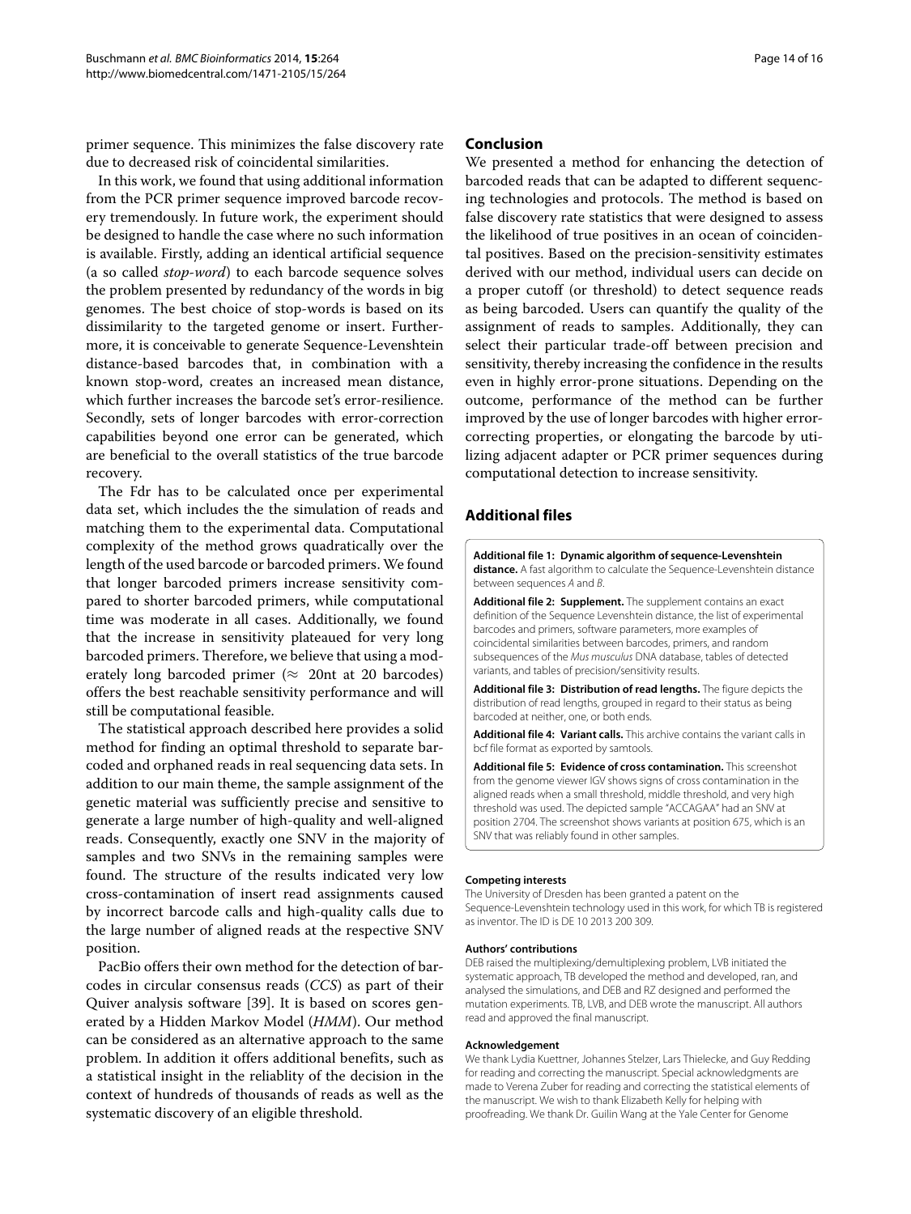primer sequence. This minimizes the false discovery rate due to decreased risk of coincidental similarities.

In this work, we found that using additional information from the PCR primer sequence improved barcode recovery tremendously. In future work, the experiment should be designed to handle the case where no such information is available. Firstly, adding an identical artificial sequence (a so called *stop-word*) to each barcode sequence solves the problem presented by redundancy of the words in big genomes. The best choice of stop-words is based on its dissimilarity to the targeted genome or insert. Furthermore, it is conceivable to generate Sequence-Levenshtein distance-based barcodes that, in combination with a known stop-word, creates an increased mean distance, which further increases the barcode set's error-resilience. Secondly, sets of longer barcodes with error-correction capabilities beyond one error can be generated, which are beneficial to the overall statistics of the true barcode recovery.

The Fdr has to be calculated once per experimental data set, which includes the the simulation of reads and matching them to the experimental data. Computational complexity of the method grows quadratically over the length of the used barcode or barcoded primers. We found that longer barcoded primers increase sensitivity compared to shorter barcoded primers, while computational time was moderate in all cases. Additionally, we found that the increase in sensitivity plateaued for very long barcoded primers. Therefore, we believe that using a moderately long barcoded primer ($\approx$ 20nt at 20 barcodes) offers the best reachable sensitivity performance and will still be computational feasible.

The statistical approach described here provides a solid method for finding an optimal threshold to separate barcoded and orphaned reads in real sequencing data sets. In addition to our main theme, the sample assignment of the genetic material was sufficiently precise and sensitive to generate a large number of high-quality and well-aligned reads. Consequently, exactly one SNV in the majority of samples and two SNVs in the remaining samples were found. The structure of the results indicated very low cross-contamination of insert read assignments caused by incorrect barcode calls and high-quality calls due to the large number of aligned reads at the respective SNV position.

PacBio offers their own method for the detection of barcodes in circular consensus reads (*CCS*) as part of their Quiver analysis software [39]. It is based on scores generated by a Hidden Markov Model (*HMM*). Our method can be considered as an alternative approach to the same problem. In addition it offers additional benefits, such as a statistical insight in the reliablity of the decision in the context of hundreds of thousands of reads as well as the systematic discovery of an eligible threshold.

## Conclusion

We presented a method for enhancing the detection of barcoded reads that can be adapted to different sequencing technologies and protocols. The method is based on false discovery rate statistics that were designed to assess the likelihood of true positives in an ocean of coincidental positives. Based on the precision-sensitivity estimates derived with our method, individual users can decide on a proper cutoff (or threshold) to detect sequence reads as being barcoded. Users can quantify the quality of the assignment of reads to samples. Additionally, they can select their particular trade-off between precision and sensitivity, thereby increasing the confidence in the results even in highly error-prone situations. Depending on the outcome, performance of the method can be further improved by the use of longer barcodes with higher error-correcting properties, or elongating the barcode by utilizing adjacent adapter or PCR primer sequences during computational detection to increase sensitivity.

## Additional files

**Additional file 1: Dynamic algorithm of sequence-Levenshtein distance.** A fast algorithm to calculate the Sequence-Levenshtein distance between sequences *A* and *B*.

**Additional file 2: Supplement.** The supplement contains an exact definition of the Sequence Levenshtein distance, the list of experimental barcodes and primers, software parameters, more examples of coincidental similarities between barcodes, primers, and random subsequences of the *Mus musculus* DNA database, tables of detected variants, and tables of precision/sensitivity results.

**Additional file 3: Distribution of read lengths.** The figure depicts the distribution of read lengths, grouped in regard to their status as being barcoded at neither, one, or both ends.

**Additional file 4: Variant calls.** This archive contains the variant calls in bcf file format as exported by samtools.

**Additional file 5: Evidence of cross contamination.** This screenshot from the genome viewer IGV shows signs of cross contamination in the aligned reads when a small threshold, middle threshold, and very high threshold was used. The depicted sample "ACCAGAA" had an SNV at position 2704. The screenshot shows variants at position 675, which is an SNV that was reliably found in other samples.

#### Competing interests

The University of Dresden has been granted a patent on the Sequence-Levenshtein technology used in this work, for which TB is registered as inventor. The ID is DE 10 2013 200 309.

#### Authors' contributions

DEB raised the multiplexing/demultiplexing problem, LVB initiated the systematic approach, TB developed the method and developed, ran, and analysed the simulations, and DEB and RZ designed and performed the mutation experiments. TB, LVB, and DEB wrote the manuscript. All authors read and approved the final manuscript.

#### Acknowledgement

We thank Lydia Kuettner, Johannes Stelzer, Lars Thielecke, and Guy Redding for reading and correcting the manuscript. Special acknowledgments are made to Verena Zuber for reading and correcting the statistical elements of the manuscript. We wish to thank Elizabeth Kelly for helping with proofreading. We thank Dr. Guilin Wang at the Yale Center for Genome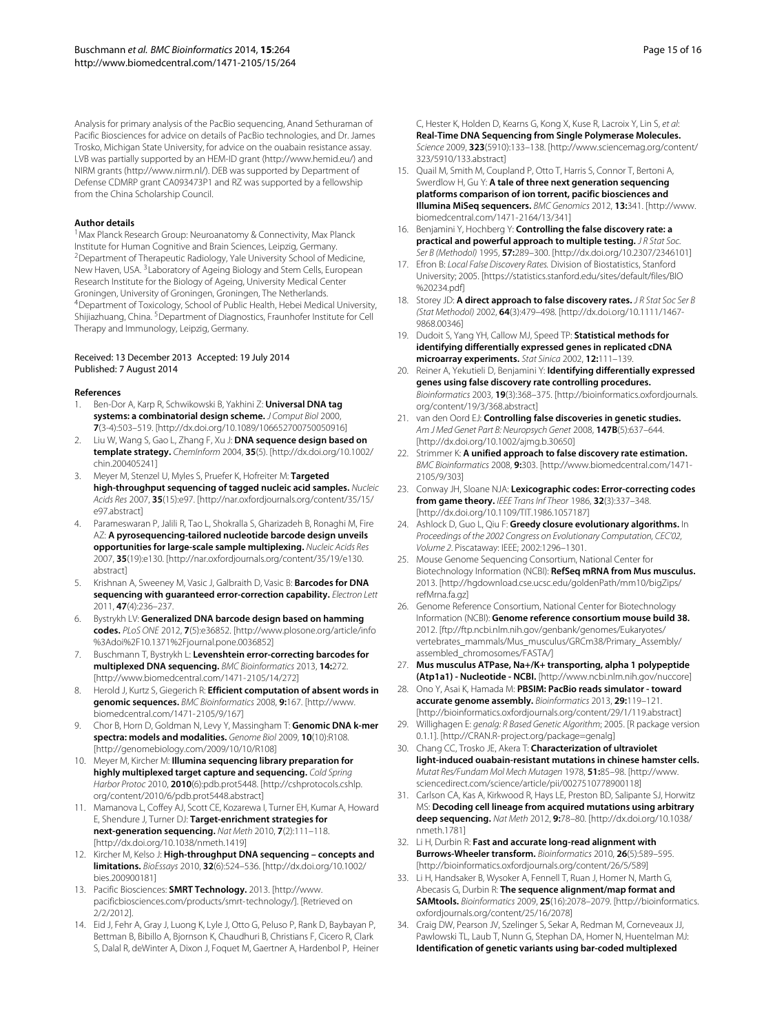Analysis for primary analysis of the PacBio sequencing, Anand Sethuraman of Pacific Biosciences for advice on details of PacBio technologies, and Dr. James Trosko, Michigan State University, for advice on the ouabain resistance assay. LVB was partially supported by an HEM-ID grant (http://www.hemid.eu/) and NIRM grants (http://www.nirm.nl/). DEB was supported by Department of Defense CDMRP grant CA093473P1 and RZ was supported by a fellowship from the China Scholarship Council.

#### Author details

[1]Max Planck Research Group: Neuroanatomy & Connectivity, Max Planck Institute for Human Cognitive and Brain Sciences, Leipzig, Germany. [2]Department of Therapeutic Radiology, Yale University School of Medicine, New Haven, USA. [3]Laboratory of Ageing Biology and Stem Cells, European Research Institute for the Biology of Ageing, University Medical Center Groningen, University of Groningen, Groningen, The Netherlands. [4]Department of Toxicology, School of Public Health, Hebei Medical University, Shijiazhuang, China. [5]Department of Diagnostics, Fraunhofer Institute for Cell Therapy and Immunology, Leipzig, Germany.

Received: 13 December 2013 Accepted: 19 July 2014
Published: 7 August 2014

#### References

1. Ben-Dor A, Karp R, Schwikowski B, Yakhini Z: **Universal DNA tag systems: a combinatorial design scheme.** *J Comput Biol* 2000, **7**(3-4):503–519. [http://dx.doi.org/10.1089/106652700750050916]
2. Liu W, Wang S, Gao L, Zhang F, Xu J: **DNA sequence design based on template strategy.** *ChemInform* 2004, **35**(5). [http://dx.doi.org/10.1002/chin.200405241]
3. Meyer M, Stenzel U, Myles S, Pruefer K, Hofreiter M: **Targeted high-throughput sequencing of tagged nucleic acid samples.** *Nucleic Acids Res* 2007, **35**(15):e97. [http://nar.oxfordjournals.org/content/35/15/e97.abstract]
4. Parameswaran P, Jalili R, Tao L, Shokralla S, Gharizadeh B, Ronaghi M, Fire AZ: **A pyrosequencing-tailored nucleotide barcode design unveils opportunities for large-scale sample multiplexing.** *Nucleic Acids Res* 2007, **35**(19):e130. [http://nar.oxfordjournals.org/content/35/19/e130.abstract]
5. Krishnan A, Sweeney M, Vasic J, Galbraith D, Vasic B: **Barcodes for DNA sequencing with guaranteed error-correction capability.** *Electron Lett* 2011, **47**(4):236–237.
6. Bystrykh LV: **Generalized DNA barcode design based on hamming codes.** *PLoS ONE* 2012, **7**(5):e36852. [http://www.plosone.org/article/info%3Adoi%2F10.1371%2Fjournal.pone.0036852]
7. Buschmann T, Bystrykh L: **Levenshtein error-correcting barcodes for multiplexed DNA sequencing.** *BMC Bioinformatics* 2013, **14:**272. [http://www.biomedcentral.com/1471-2105/14/272]
8. Herold J, Kurtz S, Giegerich R: **Efficient computation of absent words in genomic sequences.** *BMC Bioinformatics* 2008, **9:**167. [http://www.biomedcentral.com/1471-2105/9/167]
9. Chor B, Horn D, Goldman N, Levy Y, Massingham T: **Genomic DNA k-mer spectra: models and modalities.** *Genome Biol* 2009, **10**(10):R108. [http://genomebiology.com/2009/10/10/R108]
10. Meyer M, Kircher M: **Illumina sequencing library preparation for highly multiplexed target capture and sequencing.** *Cold Spring Harbor Protoc* 2010, **2010**(6):pdb.prot5448. [http://cshprotocols.cshlp.org/content/2010/6/pdb.prot5448.abstract]
11. Mamanova L, Coffey AJ, Scott CE, Kozarewa I, Turner EH, Kumar A, Howard E, Shendure J, Turner DJ: **Target-enrichment strategies for next-generation sequencing.** *Nat Meth* 2010, **7**(2):111–118. [http://dx.doi.org/10.1038/nmeth.1419]
12. Kircher M, Kelso J: **High-throughput DNA sequencing – concepts and limitations.** *BioEssays* 2010, **32**(6):524–536. [http://dx.doi.org/10.1002/bies.200900181]
13. Pacific Biosciences: **SMRT Technology.** 2013. [http://www.pacificbiosciences.com/products/smrt-technology/]. [Retrieved on 2/2/2012].
14. Eid J, Fehr A, Gray J, Luong K, Lyle J, Otto G, Peluso P, Rank D, Baybayan P, Bettman B, Bibillo A, Bjornson K, Chaudhuri B, Christians F, Cicero R, Clark S, Dalal R, deWinter A, Dixon J, Foquet M, Gaertner A, Hardenbol P, Heiner C, Hester K, Holden D, Kearns G, Kong X, Kuse R, Lacroix Y, Lin S, *et al*: **Real-Time DNA Sequencing from Single Polymerase Molecules.** *Science* 2009, **323**(5910):133–138. [http://www.sciencemag.org/content/323/5910/133.abstract]
15. Quail M, Smith M, Coupland P, Otto T, Harris S, Connor T, Bertoni A, Swerdlow H, Gu Y: **A tale of three next generation sequencing platforms comparison of ion torrent, pacific biosciences and Illumina MiSeq sequencers.** *BMC Genomics* 2012, **13:**341. [http://www.biomedcentral.com/1471-2164/13/341]
16. Benjamini Y, Hochberg Y: **Controlling the false discovery rate: a practical and powerful approach to multiple testing.** *J R Stat Soc. Ser B (Methodol)* 1995, **57:**289–300. [http://dx.doi.org/10.2307/2346101]
17. Efron B: *Local False Discovery Rates.* Division of Biostatistics, Stanford University; 2005. [https://statistics.stanford.edu/sites/default/files/BIO%20234.pdf]
18. Storey JD: **A direct approach to false discovery rates.** *J R Stat Soc Ser B (Stat Methodol)* 2002, **64**(3):479–498. [http://dx.doi.org/10.1111/1467-9868.00346]
19. Dudoit S, Yang YH, Callow MJ, Speed TP: **Statistical methods for identifying differentially expressed genes in replicated cDNA microarray experiments.** *Stat Sinica* 2002, **12:**111–139.
20. Reiner A, Yekutieli D, Benjamini Y: **Identifying differentially expressed genes using false discovery rate controlling procedures.** *Bioinformatics* 2003, **19**(3):368–375. [http://bioinformatics.oxfordjournals.org/content/19/3/368.abstract]
21. van den Oord EJ: **Controlling false discoveries in genetic studies.** *Am J Med Genet Part B: Neuropsych Genet* 2008, **147B**(5):637–644. [http://dx.doi.org/10.1002/ajmg.b.30650]
22. Strimmer K: **A unified approach to false discovery rate estimation.** *BMC Bioinformatics* 2008, **9:**303. [http://www.biomedcentral.com/1471-2105/9/303]
23. Conway JH, Sloane NJA: **Lexicographic codes: Error-correcting codes from game theory.** *IEEE Trans Inf Theor* 1986, **32**(3):337–348. [http://dx.doi.org/10.1109/TIT.1986.1057187]
24. Ashlock D, Guo L, Qiu F: **Greedy closure evolutionary algorithms.** In *Proceedings of the 2002 Congress on Evolutionary Computation, CEC'02, Volume 2.* Piscataway: IEEE; 2002:1296–1301.
25. Mouse Genome Sequencing Consortium, National Center for Biotechnology Information (NCBI): **RefSeq mRNA from Mus musculus.** 2013. [http://hgdownload.cse.ucsc.edu/goldenPath/mm10/bigZips/refMrna.fa.gz]
26. Genome Reference Consortium, National Center for Biotechnology Information (NCBI): **Genome reference consortium mouse build 38.** 2012. [ftp://ftp.ncbi.nlm.nih.gov/genbank/genomes/Eukaryotes/vertebrates_mammals/Mus_musculus/GRCm38/Primary_Assembly/assembled_chromosomes/FASTA/]
27. **Mus musculus ATPase, Na+/K+ transporting, alpha 1 polypeptide (Atp1a1) - Nucleotide - NCBI.** [http://www.ncbi.nlm.nih.gov/nuccore]
28. Ono Y, Asai K, Hamada M: **PBSIM: PacBio reads simulator - toward accurate genome assembly.** *Bioinformatics* 2013, **29:**119–121. [http://bioinformatics.oxfordjournals.org/content/29/1/119.abstract]
29. Willighagen E: *genalg: R Based Genetic Algorithm*; 2005. [R package version 0.1.1]. [http://CRAN.R-project.org/package=genalg]
30. Chang CC, Trosko JE, Akera T: **Characterization of ultraviolet light-induced ouabain-resistant mutations in chinese hamster cells.** *Mutat Res/Fundam Mol Mech Mutagen* 1978, **51:**85–98. [http://www.sciencedirect.com/science/article/pii/0027510778900118]
31. Carlson CA, Kas A, Kirkwood R, Hays LE, Preston BD, Salipante SJ, Horwitz MS: **Decoding cell lineage from acquired mutations using arbitrary deep sequencing.** *Nat Meth* 2012, **9:**78–80. [http://dx.doi.org/10.1038/nmeth.1781]
32. Li H, Durbin R: **Fast and accurate long-read alignment with Burrows-Wheeler transform.** *Bioinformatics* 2010, **26**(5):589–595. [http://bioinformatics.oxfordjournals.org/content/26/5/589]
33. Li H, Handsaker B, Wysoker A, Fennell T, Ruan J, Homer N, Marth G, Abecasis G, Durbin R: **The sequence alignment/map format and SAMtools.** *Bioinformatics* 2009, **25**(16):2078–2079. [http://bioinformatics.oxfordjournals.org/content/25/16/2078]
34. Craig DW, Pearson JV, Szelinger S, Sekar A, Redman M, Corneveaux JJ, Pawlowski TL, Laub T, Nunn G, Stephan DA, Homer N, Huentelman MJ: **Identification of genetic variants using bar-coded multiplexed**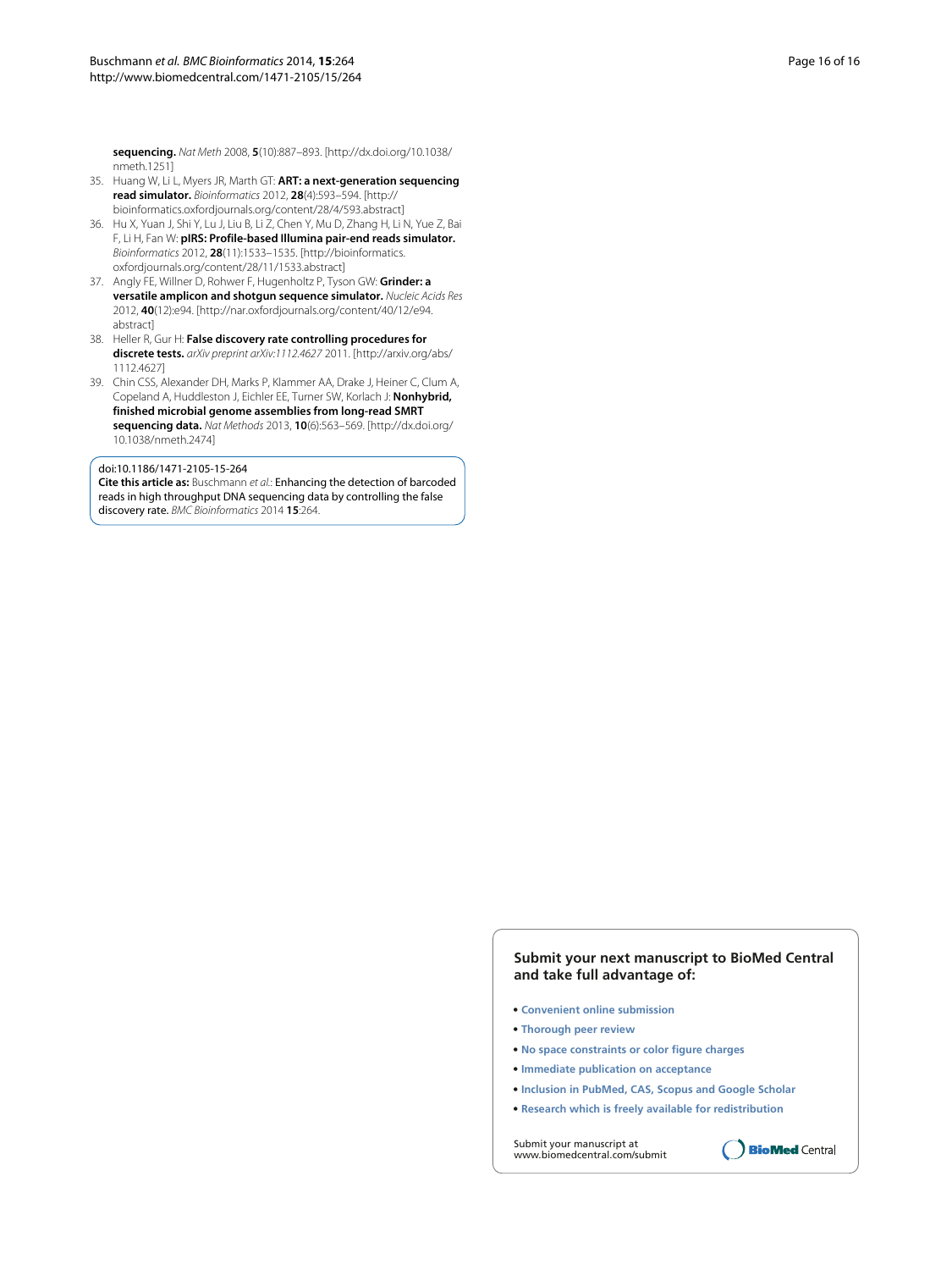**sequencing.** *Nat Meth* 2008, **5**(10):887–893. [http://dx.doi.org/10.1038/nmeth.1251]

35. Huang W, Li L, Myers JR, Marth GT: **ART: a next-generation sequencing read simulator.** *Bioinformatics* 2012, **28**(4):593–594. [http://bioinformatics.oxfordjournals.org/content/28/4/593.abstract]
36. Hu X, Yuan J, Shi Y, Lu J, Liu B, Li Z, Chen Y, Mu D, Zhang H, Li N, Yue Z, Bai F, Li H, Fan W: **pIRS: Profile-based Illumina pair-end reads simulator.** *Bioinformatics* 2012, **28**(11):1533–1535. [http://bioinformatics.oxfordjournals.org/content/28/11/1533.abstract]
37. Angly FE, Willner D, Rohwer F, Hugenholtz P, Tyson GW: **Grinder: a versatile amplicon and shotgun sequence simulator.** *Nucleic Acids Res* 2012, **40**(12):e94. [http://nar.oxfordjournals.org/content/40/12/e94.abstract]
38. Heller R, Gur H: **False discovery rate controlling procedures for discrete tests.** *arXiv preprint arXiv:1112.4627* 2011. [http://arxiv.org/abs/1112.4627]
39. Chin CSS, Alexander DH, Marks P, Klammer AA, Drake J, Heiner C, Clum A, Copeland A, Huddleston J, Eichler EE, Turner SW, Korlach J: **Nonhybrid, finished microbial genome assemblies from long-read SMRT sequencing data.** *Nat Methods* 2013, **10**(6):563–569. [http://dx.doi.org/10.1038/nmeth.2474]

doi:10.1186/1471-2105-15-264
**Cite this article as:** Buschmann *et al.*: Enhancing the detection of barcoded reads in high throughput DNA sequencing data by controlling the false discovery rate. *BMC Bioinformatics* 2014 **15**:264.

**Submit your next manuscript to BioMed Central and take full advantage of:**

- **Convenient online submission**
- **Thorough peer review**
- **No space constraints or color figure charges**
- **Immediate publication on acceptance**
- **Inclusion in PubMed, CAS, Scopus and Google Scholar**
- **Research which is freely available for redistribution**

Submit your manuscript at
www.biomedcentral.com/submit

BioMed Central